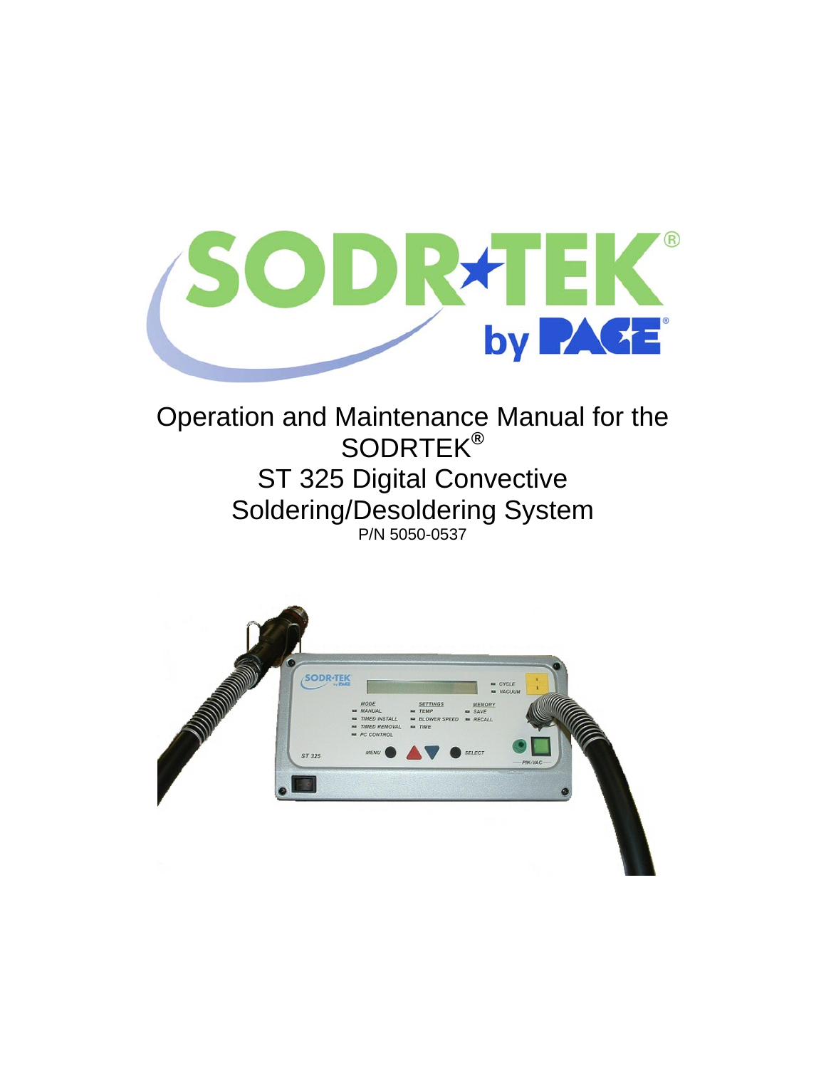# Operation and Maintenance Manual for the SODRTEK®
# ST 325 Digital Convective Soldering/Desoldering System

P/N 5050-0537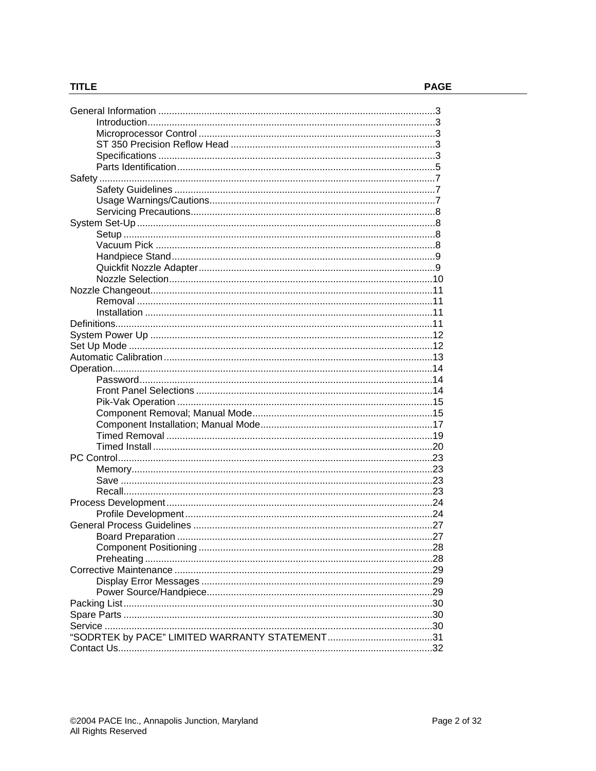| TITLE | PAGE |
| --- | --- |
| General Information | 3 |
| Introduction | 3 |
| Microprocessor Control | 3 |
| ST 350 Precision Reflow Head | 3 |
| Specifications | 3 |
| Parts Identification | 5 |
| Safety | 7 |
| Safety Guidelines | 7 |
| Usage Warnings/Cautions | 7 |
| Servicing Precautions | 8 |
| System Set-Up | 8 |
| Setup | 8 |
| Vacuum Pick | 8 |
| Handpiece Stand | 9 |
| Quickfit Nozzle Adapter | 9 |
| Nozzle Selection | 10 |
| Nozzle Changeout | 11 |
| Removal | 11 |
| Installation | 11 |
| Definitions | 11 |
| System Power Up | 12 |
| Set Up Mode | 12 |
| Automatic Calibration | 13 |
| Operation | 14 |
| Password | 14 |
| Front Panel Selections | 14 |
| Pik-Vak Operation | 15 |
| Component Removal; Manual Mode | 15 |
| Component Installation; Manual Mode | 17 |
| Timed Removal | 19 |
| Timed Install | 20 |
| PC Control | 23 |
| Memory | 23 |
| Save | 23 |
| Recall | 23 |
| Process Development | 24 |
| Profile Development | 24 |
| General Process Guidelines | 27 |
| Board Preparation | 27 |
| Component Positioning | 28 |
| Preheating | 28 |
| Corrective Maintenance | 29 |
| Display Error Messages | 29 |
| Power Source/Handpiece | 29 |
| Packing List | 30 |
| Spare Parts | 30 |
| Service | 30 |
| "SODRTEK by PACE" LIMITED WARRANTY STATEMENT | 31 |
| Contact Us | 32 |

©2004 PACE Inc., Annapolis Junction, Maryland
All Rights Reserved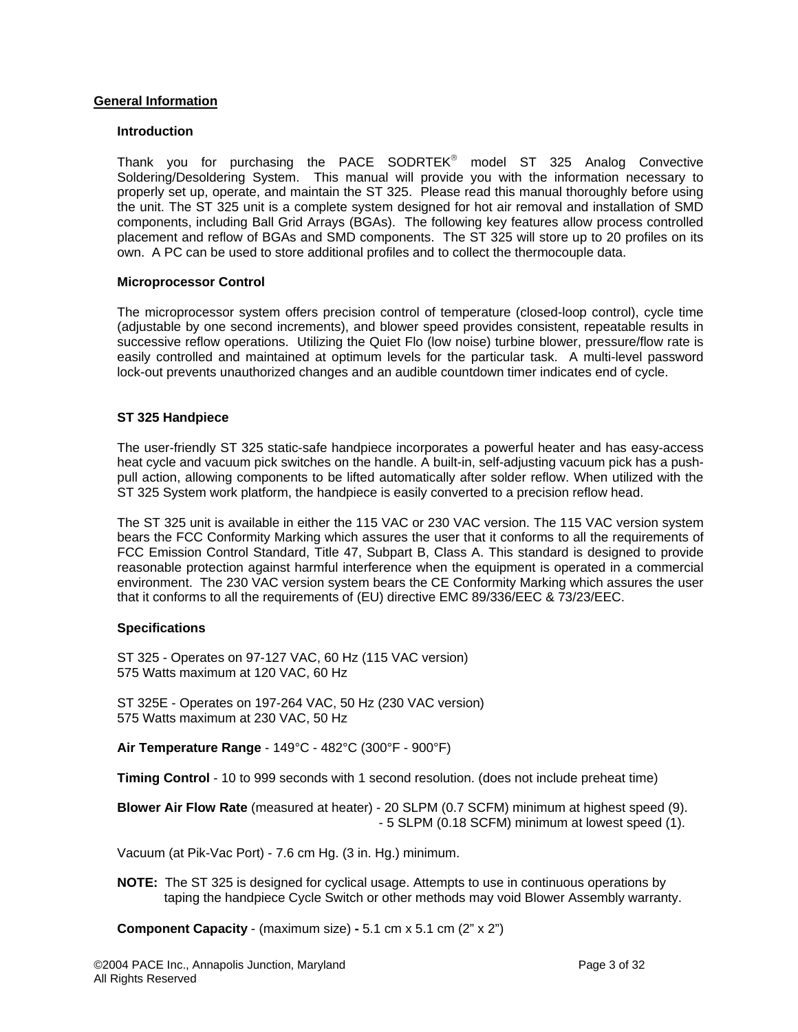# General Information

## Introduction

Thank you for purchasing the PACE SODRTEK® model ST 325 Analog Convective Soldering/Desoldering System. This manual will provide you with the information necessary to properly set up, operate, and maintain the ST 325. Please read this manual thoroughly before using the unit. The ST 325 unit is a complete system designed for hot air removal and installation of SMD components, including Ball Grid Arrays (BGAs). The following key features allow process controlled placement and reflow of BGAs and SMD components. The ST 325 will store up to 20 profiles on its own. A PC can be used to store additional profiles and to collect the thermocouple data.

## Microprocessor Control

The microprocessor system offers precision control of temperature (closed-loop control), cycle time (adjustable by one second increments), and blower speed provides consistent, repeatable results in successive reflow operations. Utilizing the Quiet Flo (low noise) turbine blower, pressure/flow rate is easily controlled and maintained at optimum levels for the particular task. A multi-level password lock-out prevents unauthorized changes and an audible countdown timer indicates end of cycle.

## ST 325 Handpiece

The user-friendly ST 325 static-safe handpiece incorporates a powerful heater and has easy-access heat cycle and vacuum pick switches on the handle. A built-in, self-adjusting vacuum pick has a push-pull action, allowing components to be lifted automatically after solder reflow. When utilized with the ST 325 System work platform, the handpiece is easily converted to a precision reflow head.

The ST 325 unit is available in either the 115 VAC or 230 VAC version. The 115 VAC version system bears the FCC Conformity Marking which assures the user that it conforms to all the requirements of FCC Emission Control Standard, Title 47, Subpart B, Class A. This standard is designed to provide reasonable protection against harmful interference when the equipment is operated in a commercial environment. The 230 VAC version system bears the CE Conformity Marking which assures the user that it conforms to all the requirements of (EU) directive EMC 89/336/EEC & 73/23/EEC.

## Specifications

ST 325 - Operates on 97-127 VAC, 60 Hz (115 VAC version)
575 Watts maximum at 120 VAC, 60 Hz

ST 325E - Operates on 197-264 VAC, 50 Hz (230 VAC version)
575 Watts maximum at 230 VAC, 50 Hz

**Air Temperature Range** - 149°C - 482°C (300°F - 900°F)

**Timing Control** - 10 to 999 seconds with 1 second resolution. (does not include preheat time)

**Blower Air Flow Rate** (measured at heater) - 20 SLPM (0.7 SCFM) minimum at highest speed (9).
- 5 SLPM (0.18 SCFM) minimum at lowest speed (1).

Vacuum (at Pik-Vac Port) - 7.6 cm Hg. (3 in. Hg.) minimum.

**NOTE:** The ST 325 is designed for cyclical usage. Attempts to use in continuous operations by taping the handpiece Cycle Switch or other methods may void Blower Assembly warranty.

**Component Capacity** - (maximum size) **-** 5.1 cm x 5.1 cm (2" x 2")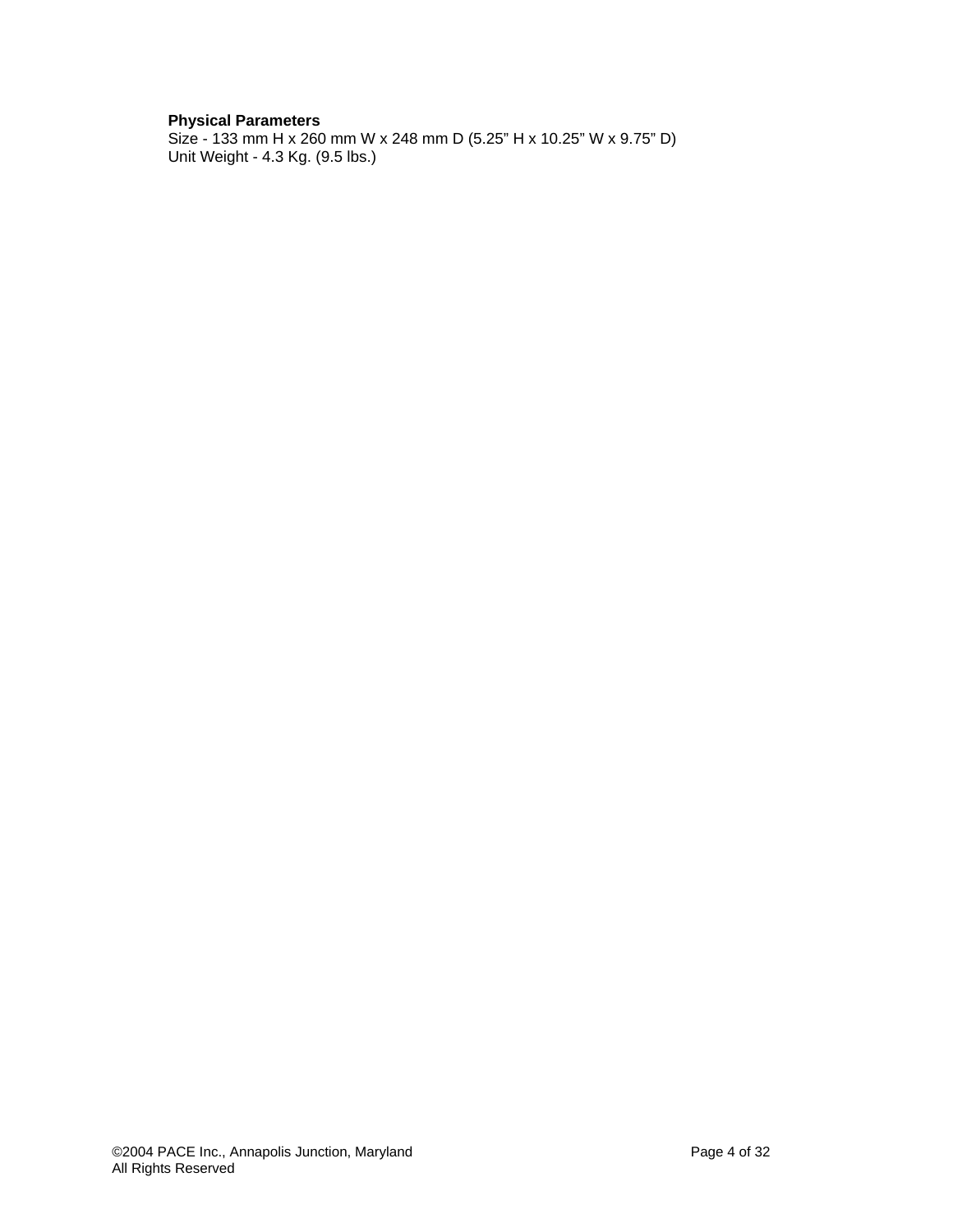**Physical Parameters**
Size - 133 mm H x 260 mm W x 248 mm D (5.25” H x 10.25” W x 9.75” D)
Unit Weight - 4.3 Kg. (9.5 lbs.)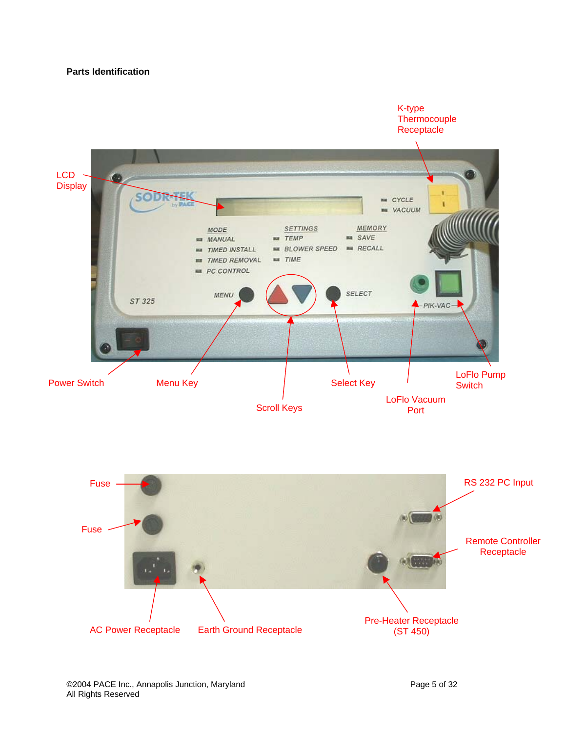**Parts Identification**

K-type Thermocouple Receptacle

LCD Display

Power Switch

Menu Key

Scroll Keys

Select Key

LoFlo Vacuum Port

LoFlo Pump Switch

Fuse

Fuse

RS 232 PC Input

Remote Controller Receptacle

AC Power Receptacle

Earth Ground Receptacle

Pre-Heater Receptacle (ST 450)

©2004 PACE Inc., Annapolis Junction, Maryland
All Rights Reserved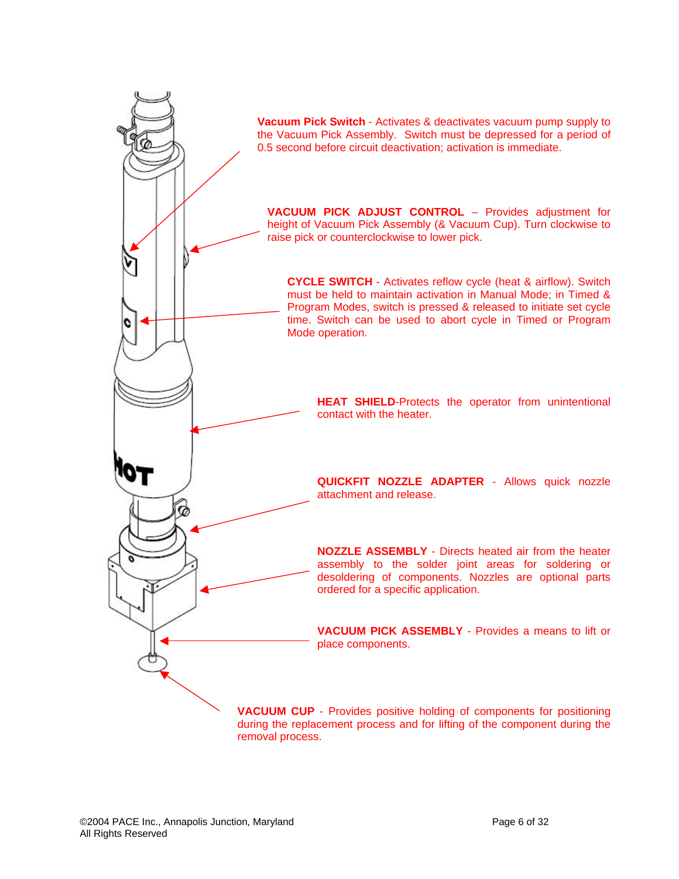**Vacuum Pick Switch** - Activates & deactivates vacuum pump supply to the Vacuum Pick Assembly. Switch must be depressed for a period of 0.5 second before circuit deactivation; activation is immediate.

**VACUUM PICK ADJUST CONTROL** – Provides adjustment for height of Vacuum Pick Assembly (& Vacuum Cup). Turn clockwise to raise pick or counterclockwise to lower pick.

**CYCLE SWITCH** - Activates reflow cycle (heat & airflow). Switch must be held to maintain activation in Manual Mode; in Timed & Program Modes, switch is pressed & released to initiate set cycle time. Switch can be used to abort cycle in Timed or Program Mode operation.

**HEAT SHIELD**-Protects the operator from unintentional contact with the heater.

**QUICKFIT NOZZLE ADAPTER** - Allows quick nozzle attachment and release.

**NOZZLE ASSEMBLY** - Directs heated air from the heater assembly to the solder joint areas for soldering or desoldering of components. Nozzles are optional parts ordered for a specific application.

**VACUUM PICK ASSEMBLY** - Provides a means to lift or place components.

**VACUUM CUP** - Provides positive holding of components for positioning during the replacement process and for lifting of the component during the removal process.

©2004 PACE Inc., Annapolis Junction, Maryland
All Rights Reserved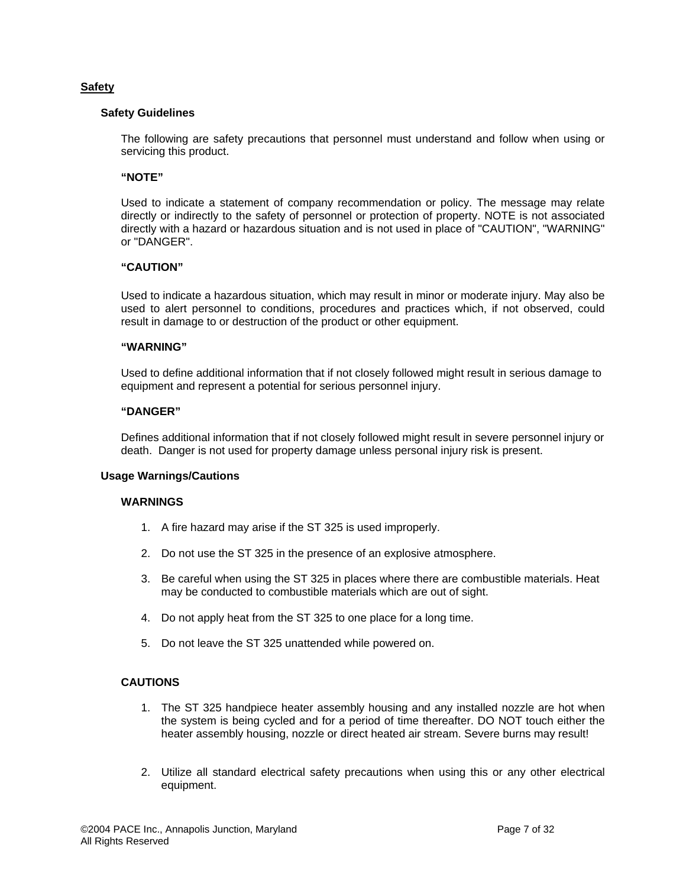## Safety

### Safety Guidelines

The following are safety precautions that personnel must understand and follow when using or servicing this product.

**"NOTE"**

Used to indicate a statement of company recommendation or policy. The message may relate directly or indirectly to the safety of personnel or protection of property. NOTE is not associated directly with a hazard or hazardous situation and is not used in place of "CAUTION", "WARNING" or "DANGER".

**"CAUTION"**

Used to indicate a hazardous situation, which may result in minor or moderate injury. May also be used to alert personnel to conditions, procedures and practices which, if not observed, could result in damage to or destruction of the product or other equipment.

**"WARNING"**

Used to define additional information that if not closely followed might result in serious damage to equipment and represent a potential for serious personnel injury.

**"DANGER"**

Defines additional information that if not closely followed might result in severe personnel injury or death. Danger is not used for property damage unless personal injury risk is present.

### Usage Warnings/Cautions

**WARNINGS**

1. A fire hazard may arise if the ST 325 is used improperly.
2. Do not use the ST 325 in the presence of an explosive atmosphere.
3. Be careful when using the ST 325 in places where there are combustible materials. Heat may be conducted to combustible materials which are out of sight.
4. Do not apply heat from the ST 325 to one place for a long time.
5. Do not leave the ST 325 unattended while powered on.

**CAUTIONS**

1. The ST 325 handpiece heater assembly housing and any installed nozzle are hot when the system is being cycled and for a period of time thereafter. DO NOT touch either the heater assembly housing, nozzle or direct heated air stream. Severe burns may result!
2. Utilize all standard electrical safety precautions when using this or any other electrical equipment.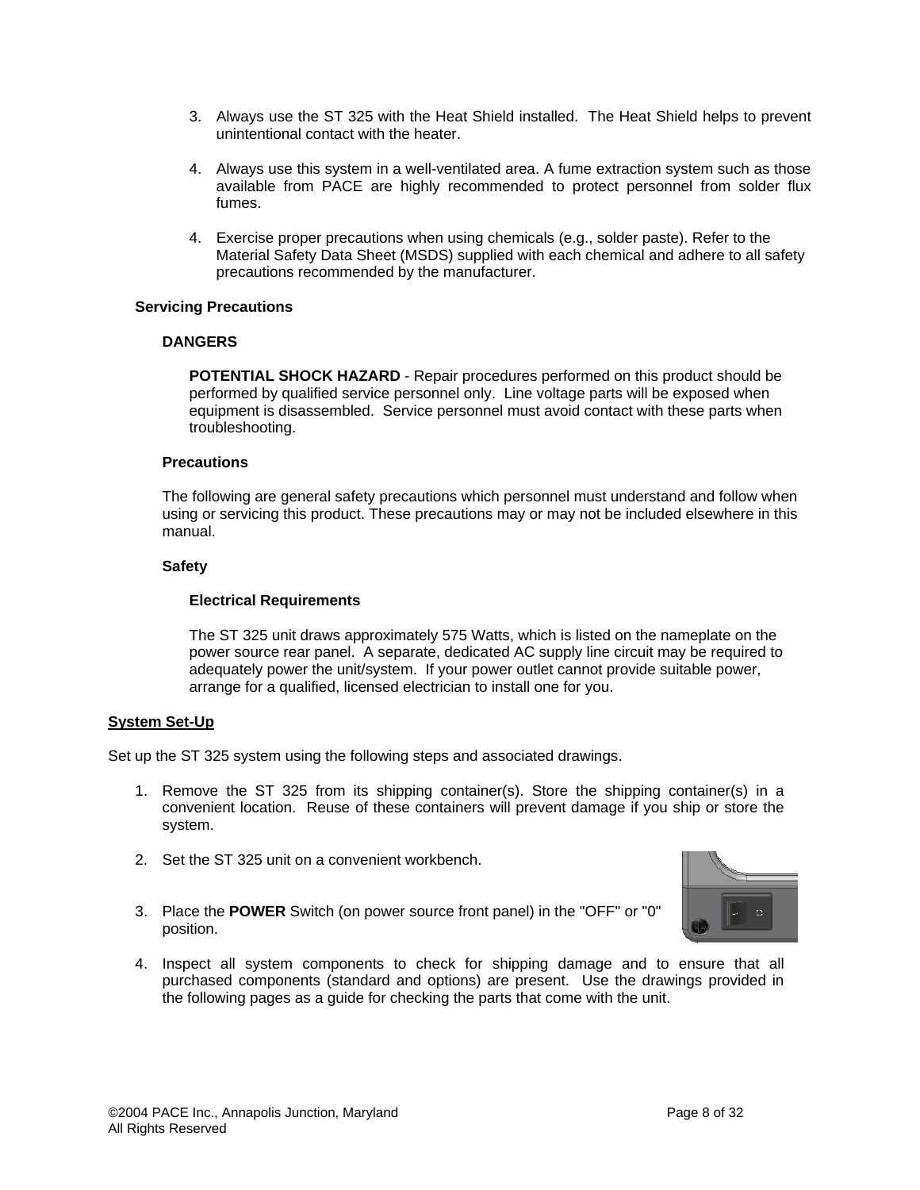3. Always use the ST 325 with the Heat Shield installed. The Heat Shield helps to prevent unintentional contact with the heater.

4. Always use this system in a well-ventilated area. A fume extraction system such as those available from PACE are highly recommended to protect personnel from solder flux fumes.

4. Exercise proper precautions when using chemicals (e.g., solder paste). Refer to the Material Safety Data Sheet (MSDS) supplied with each chemical and adhere to all safety precautions recommended by the manufacturer.

**Servicing Precautions**

**DANGERS**

**POTENTIAL SHOCK HAZARD** - Repair procedures performed on this product should be performed by qualified service personnel only. Line voltage parts will be exposed when equipment is disassembled. Service personnel must avoid contact with these parts when troubleshooting.

**Precautions**

The following are general safety precautions which personnel must understand and follow when using or servicing this product. These precautions may or may not be included elsewhere in this manual.

**Safety**

**Electrical Requirements**

The ST 325 unit draws approximately 575 Watts, which is listed on the nameplate on the power source rear panel. A separate, dedicated AC supply line circuit may be required to adequately power the unit/system. If your power outlet cannot provide suitable power, arrange for a qualified, licensed electrician to install one for you.

## System Set-Up

Set up the ST 325 system using the following steps and associated drawings.

1. Remove the ST 325 from its shipping container(s). Store the shipping container(s) in a convenient location. Reuse of these containers will prevent damage if you ship or store the system.

2. Set the ST 325 unit on a convenient workbench.

3. Place the **POWER** Switch (on power source front panel) in the "OFF" or "0" position.

4. Inspect all system components to check for shipping damage and to ensure that all purchased components (standard and options) are present. Use the drawings provided in the following pages as a guide for checking the parts that come with the unit.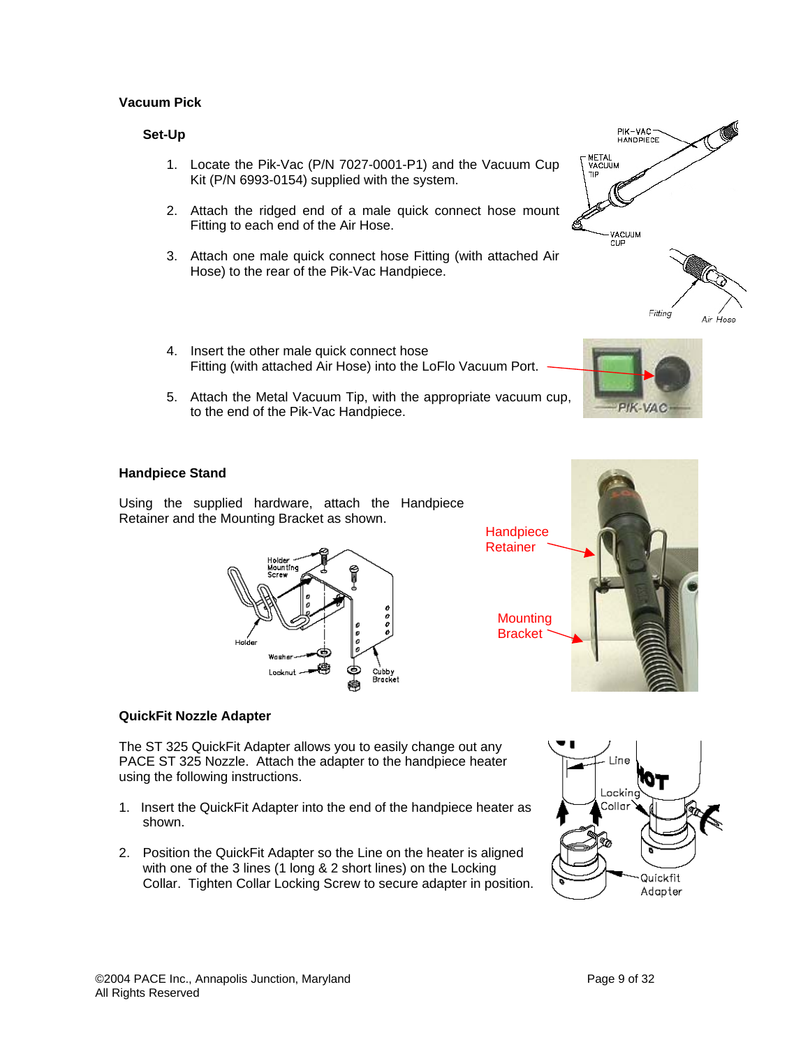## Vacuum Pick

### Set-Up

1. Locate the Pik-Vac (P/N 7027-0001-P1) and the Vacuum Cup Kit (P/N 6993-0154) supplied with the system.

2. Attach the ridged end of a male quick connect hose mount Fitting to each end of the Air Hose.

3. Attach one male quick connect hose Fitting (with attached Air Hose) to the rear of the Pik-Vac Handpiece.

4. Insert the other male quick connect hose Fitting (with attached Air Hose) into the LoFlo Vacuum Port.

5. Attach the Metal Vacuum Tip, with the appropriate vacuum cup, to the end of the Pik-Vac Handpiece.

## Handpiece Stand

Using the supplied hardware, attach the Handpiece Retainer and the Mounting Bracket as shown.

Handpiece Retainer

Mounting Bracket

## QuickFit Nozzle Adapter

The ST 325 QuickFit Adapter allows you to easily change out any PACE ST 325 Nozzle. Attach the adapter to the handpiece heater using the following instructions.

1. Insert the QuickFit Adapter into the end of the handpiece heater as shown.

2. Position the QuickFit Adapter so the Line on the heater is aligned with one of the 3 lines (1 long & 2 short lines) on the Locking Collar. Tighten Collar Locking Screw to secure adapter in position.

©2004 PACE Inc., Annapolis Junction, Maryland
All Rights Reserved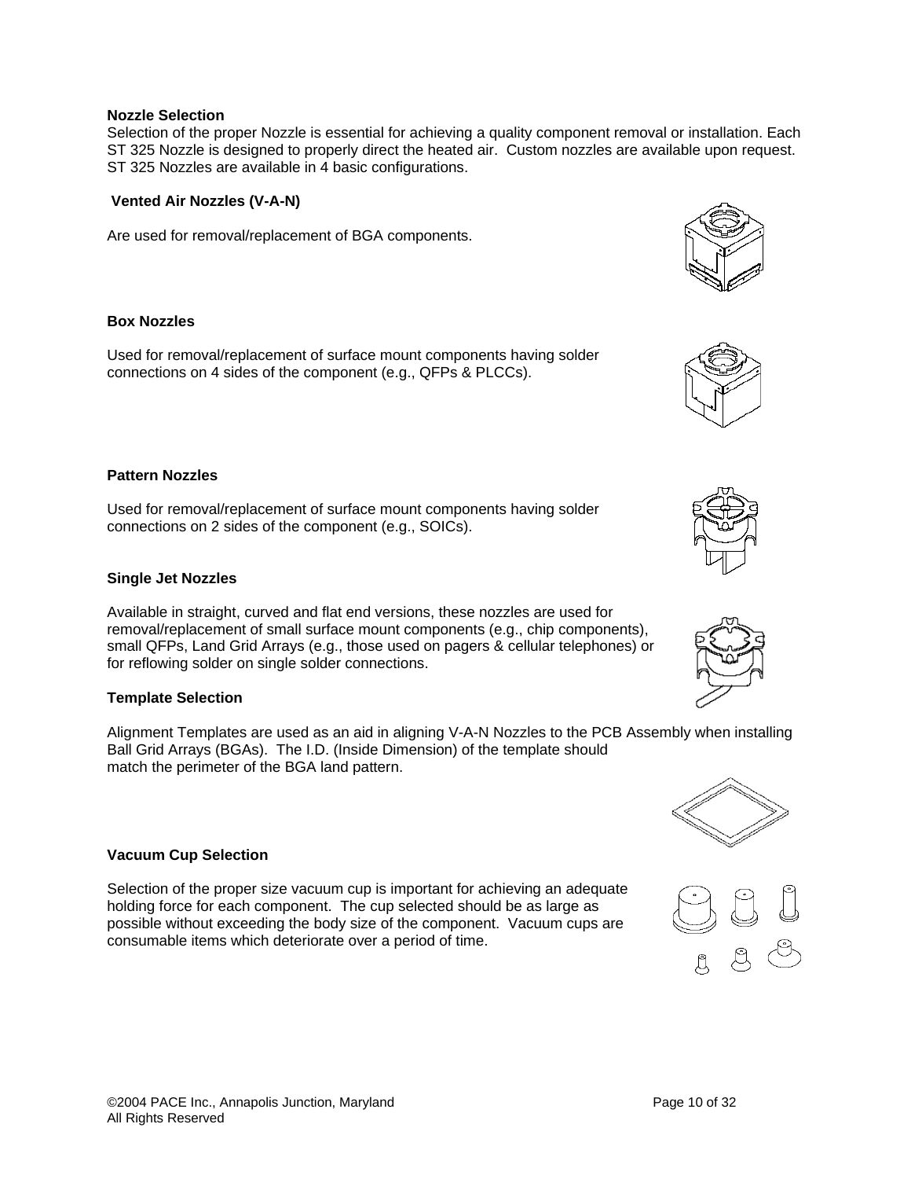## Nozzle Selection

Selection of the proper Nozzle is essential for achieving a quality component removal or installation. Each ST 325 Nozzle is designed to properly direct the heated air. Custom nozzles are available upon request. ST 325 Nozzles are available in 4 basic configurations.

### Vented Air Nozzles (V-A-N)

Are used for removal/replacement of BGA components.

### Box Nozzles

Used for removal/replacement of surface mount components having solder connections on 4 sides of the component (e.g., QFPs & PLCCs).

### Pattern Nozzles

Used for removal/replacement of surface mount components having solder connections on 2 sides of the component (e.g., SOICs).

### Single Jet Nozzles

Available in straight, curved and flat end versions, these nozzles are used for removal/replacement of small surface mount components (e.g., chip components), small QFPs, Land Grid Arrays (e.g., those used on pagers & cellular telephones) or for reflowing solder on single solder connections.

## Template Selection

Alignment Templates are used as an aid in aligning V-A-N Nozzles to the PCB Assembly when installing Ball Grid Arrays (BGAs). The I.D. (Inside Dimension) of the template should match the perimeter of the BGA land pattern.

## Vacuum Cup Selection

Selection of the proper size vacuum cup is important for achieving an adequate holding force for each component. The cup selected should be as large as possible without exceeding the body size of the component. Vacuum cups are consumable items which deteriorate over a period of time.

©2004 PACE Inc., Annapolis Junction, Maryland
All Rights Reserved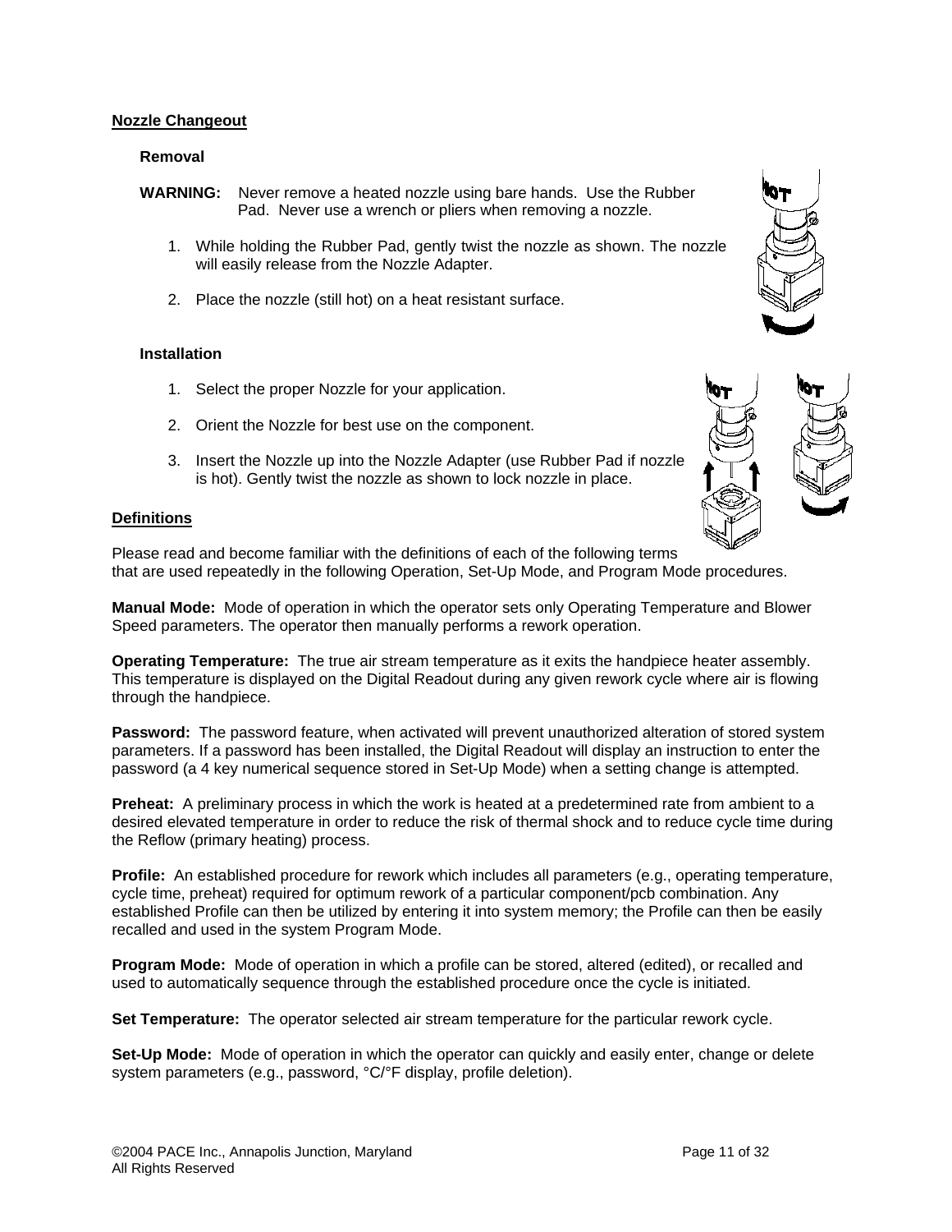## Nozzle Changeout

### Removal

**WARNING:** Never remove a heated nozzle using bare hands. Use the Rubber Pad. Never use a wrench or pliers when removing a nozzle.

1. While holding the Rubber Pad, gently twist the nozzle as shown. The nozzle will easily release from the Nozzle Adapter.

2. Place the nozzle (still hot) on a heat resistant surface.

### Installation

1. Select the proper Nozzle for your application.

2. Orient the Nozzle for best use on the component.

3. Insert the Nozzle up into the Nozzle Adapter (use Rubber Pad if nozzle is hot). Gently twist the nozzle as shown to lock nozzle in place.

## Definitions

Please read and become familiar with the definitions of each of the following terms that are used repeatedly in the following Operation, Set-Up Mode, and Program Mode procedures.

**Manual Mode:** Mode of operation in which the operator sets only Operating Temperature and Blower Speed parameters. The operator then manually performs a rework operation.

**Operating Temperature:** The true air stream temperature as it exits the handpiece heater assembly. This temperature is displayed on the Digital Readout during any given rework cycle where air is flowing through the handpiece.

**Password:** The password feature, when activated will prevent unauthorized alteration of stored system parameters. If a password has been installed, the Digital Readout will display an instruction to enter the password (a 4 key numerical sequence stored in Set-Up Mode) when a setting change is attempted.

**Preheat:** A preliminary process in which the work is heated at a predetermined rate from ambient to a desired elevated temperature in order to reduce the risk of thermal shock and to reduce cycle time during the Reflow (primary heating) process.

**Profile:** An established procedure for rework which includes all parameters (e.g., operating temperature, cycle time, preheat) required for optimum rework of a particular component/pcb combination. Any established Profile can then be utilized by entering it into system memory; the Profile can then be easily recalled and used in the system Program Mode.

**Program Mode:** Mode of operation in which a profile can be stored, altered (edited), or recalled and used to automatically sequence through the established procedure once the cycle is initiated.

**Set Temperature:** The operator selected air stream temperature for the particular rework cycle.

**Set-Up Mode:** Mode of operation in which the operator can quickly and easily enter, change or delete system parameters (e.g., password, °C/°F display, profile deletion).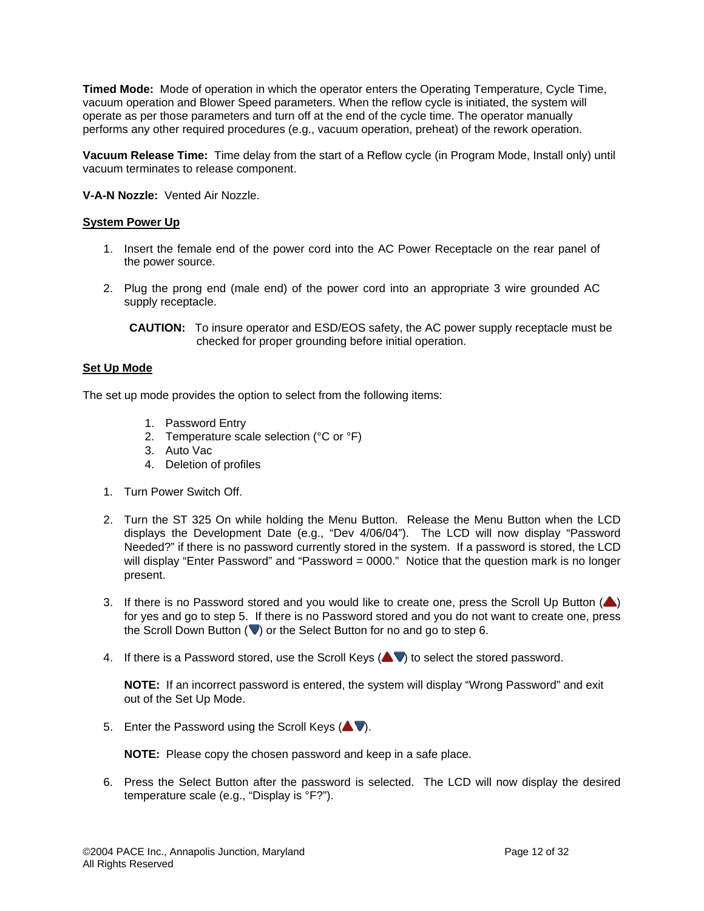**Timed Mode:** Mode of operation in which the operator enters the Operating Temperature, Cycle Time, vacuum operation and Blower Speed parameters. When the reflow cycle is initiated, the system will operate as per those parameters and turn off at the end of the cycle time. The operator manually performs any other required procedures (e.g., vacuum operation, preheat) of the rework operation.

**Vacuum Release Time:** Time delay from the start of a Reflow cycle (in Program Mode, Install only) until vacuum terminates to release component.

**V-A-N Nozzle:** Vented Air Nozzle.

**System Power Up**

1. Insert the female end of the power cord into the AC Power Receptacle on the rear panel of the power source.

2. Plug the prong end (male end) of the power cord into an appropriate 3 wire grounded AC supply receptacle.

   **CAUTION:** To insure operator and ESD/EOS safety, the AC power supply receptacle must be checked for proper grounding before initial operation.

**Set Up Mode**

The set up mode provides the option to select from the following items:

1. Password Entry
2. Temperature scale selection (°C or °F)
3. Auto Vac
4. Deletion of profiles

1. Turn Power Switch Off.

2. Turn the ST 325 On while holding the Menu Button. Release the Menu Button when the LCD displays the Development Date (e.g., "Dev 4/06/04"). The LCD will now display "Password Needed?" if there is no password currently stored in the system. If a password is stored, the LCD will display "Enter Password" and "Password = 0000." Notice that the question mark is no longer present.

3. If there is no Password stored and you would like to create one, press the Scroll Up Button (▲) for yes and go to step 5. If there is no Password stored and you do not want to create one, press the Scroll Down Button (▼) or the Select Button for no and go to step 6.

4. If there is a Password stored, use the Scroll Keys (▲▼) to select the stored password.

   **NOTE:** If an incorrect password is entered, the system will display "Wrong Password" and exit out of the Set Up Mode.

5. Enter the Password using the Scroll Keys (▲▼).

   **NOTE:** Please copy the chosen password and keep in a safe place.

6. Press the Select Button after the password is selected. The LCD will now display the desired temperature scale (e.g., "Display is °F?").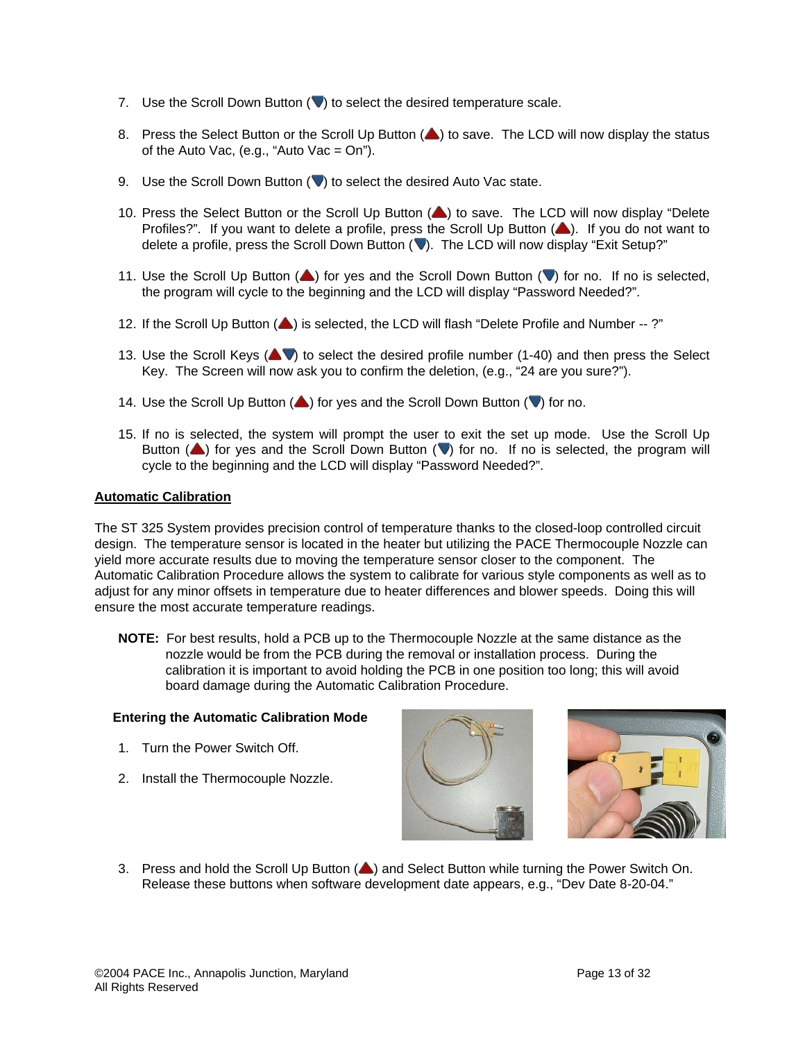7. Use the Scroll Down Button (▼) to select the desired temperature scale.

8. Press the Select Button or the Scroll Up Button (▲) to save. The LCD will now display the status of the Auto Vac, (e.g., "Auto Vac = On").

9. Use the Scroll Down Button (▼) to select the desired Auto Vac state.

10. Press the Select Button or the Scroll Up Button (▲) to save. The LCD will now display "Delete Profiles?". If you want to delete a profile, press the Scroll Up Button (▲). If you do not want to delete a profile, press the Scroll Down Button (▼). The LCD will now display "Exit Setup?"

11. Use the Scroll Up Button (▲) for yes and the Scroll Down Button (▼) for no. If no is selected, the program will cycle to the beginning and the LCD will display "Password Needed?".

12. If the Scroll Up Button (▲) is selected, the LCD will flash "Delete Profile and Number -- ?"

13. Use the Scroll Keys (▲▼) to select the desired profile number (1-40) and then press the Select Key. The Screen will now ask you to confirm the deletion, (e.g., "24 are you sure?").

14. Use the Scroll Up Button (▲) for yes and the Scroll Down Button (▼) for no.

15. If no is selected, the system will prompt the user to exit the set up mode. Use the Scroll Up Button (▲) for yes and the Scroll Down Button (▼) for no. If no is selected, the program will cycle to the beginning and the LCD will display "Password Needed?".

**Automatic Calibration**

The ST 325 System provides precision control of temperature thanks to the closed-loop controlled circuit design. The temperature sensor is located in the heater but utilizing the PACE Thermocouple Nozzle can yield more accurate results due to moving the temperature sensor closer to the component. The Automatic Calibration Procedure allows the system to calibrate for various style components as well as to adjust for any minor offsets in temperature due to heater differences and blower speeds. Doing this will ensure the most accurate temperature readings.

**NOTE:** For best results, hold a PCB up to the Thermocouple Nozzle at the same distance as the nozzle would be from the PCB during the removal or installation process. During the calibration it is important to avoid holding the PCB in one position too long; this will avoid board damage during the Automatic Calibration Procedure.

**Entering the Automatic Calibration Mode**

1. Turn the Power Switch Off.

2. Install the Thermocouple Nozzle.

3. Press and hold the Scroll Up Button (▲) and Select Button while turning the Power Switch On. Release these buttons when software development date appears, e.g., "Dev Date 8-20-04."

©2004 PACE Inc., Annapolis Junction, Maryland
All Rights Reserved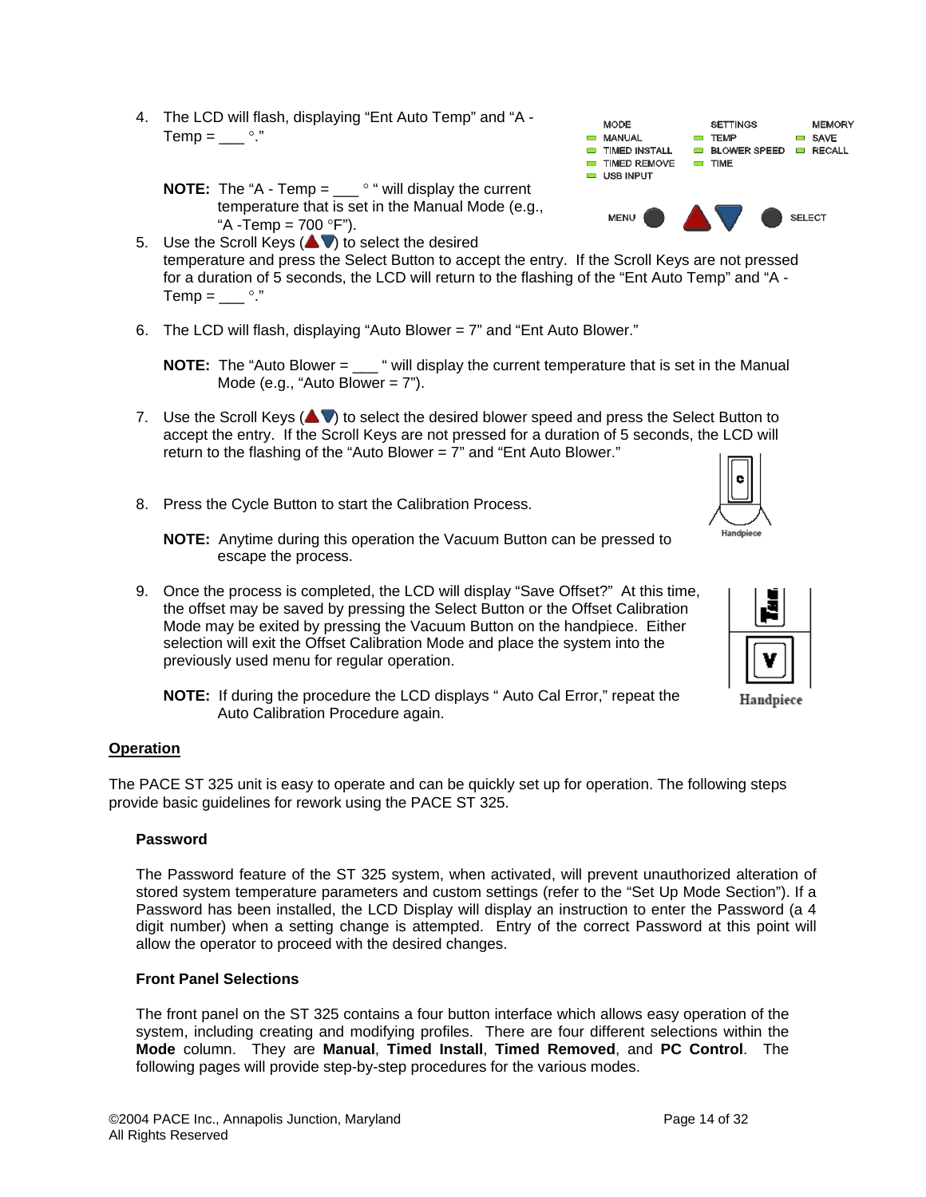4. The LCD will flash, displaying "Ent Auto Temp" and "A - Temp = ___ °."

   **NOTE:** The "A - Temp = ___ ° " will display the current temperature that is set in the Manual Mode (e.g., "A -Temp = 700 °F").

5. Use the Scroll Keys (▲▼) to select the desired temperature and press the Select Button to accept the entry. If the Scroll Keys are not pressed for a duration of 5 seconds, the LCD will return to the flashing of the "Ent Auto Temp" and "A - Temp = ___ °."

6. The LCD will flash, displaying "Auto Blower = 7" and "Ent Auto Blower."

   **NOTE:** The "Auto Blower = ___ " will display the current temperature that is set in the Manual Mode (e.g., "Auto Blower = 7").

7. Use the Scroll Keys (▲▼) to select the desired blower speed and press the Select Button to accept the entry. If the Scroll Keys are not pressed for a duration of 5 seconds, the LCD will return to the flashing of the "Auto Blower = 7" and "Ent Auto Blower."

8. Press the Cycle Button to start the Calibration Process.

   **NOTE:** Anytime during this operation the Vacuum Button can be pressed to escape the process.

9. Once the process is completed, the LCD will display "Save Offset?" At this time, the offset may be saved by pressing the Select Button or the Offset Calibration Mode may be exited by pressing the Vacuum Button on the handpiece. Either selection will exit the Offset Calibration Mode and place the system into the previously used menu for regular operation.

   **NOTE:** If during the procedure the LCD displays " Auto Cal Error," repeat the Auto Calibration Procedure again.

## Operation

The PACE ST 325 unit is easy to operate and can be quickly set up for operation. The following steps provide basic guidelines for rework using the PACE ST 325.

### Password

The Password feature of the ST 325 system, when activated, will prevent unauthorized alteration of stored system temperature parameters and custom settings (refer to the "Set Up Mode Section"). If a Password has been installed, the LCD Display will display an instruction to enter the Password (a 4 digit number) when a setting change is attempted. Entry of the correct Password at this point will allow the operator to proceed with the desired changes.

### Front Panel Selections

The front panel on the ST 325 contains a four button interface which allows easy operation of the system, including creating and modifying profiles. There are four different selections within the **Mode** column. They are **Manual**, **Timed Install**, **Timed Removed**, and **PC Control**. The following pages will provide step-by-step procedures for the various modes.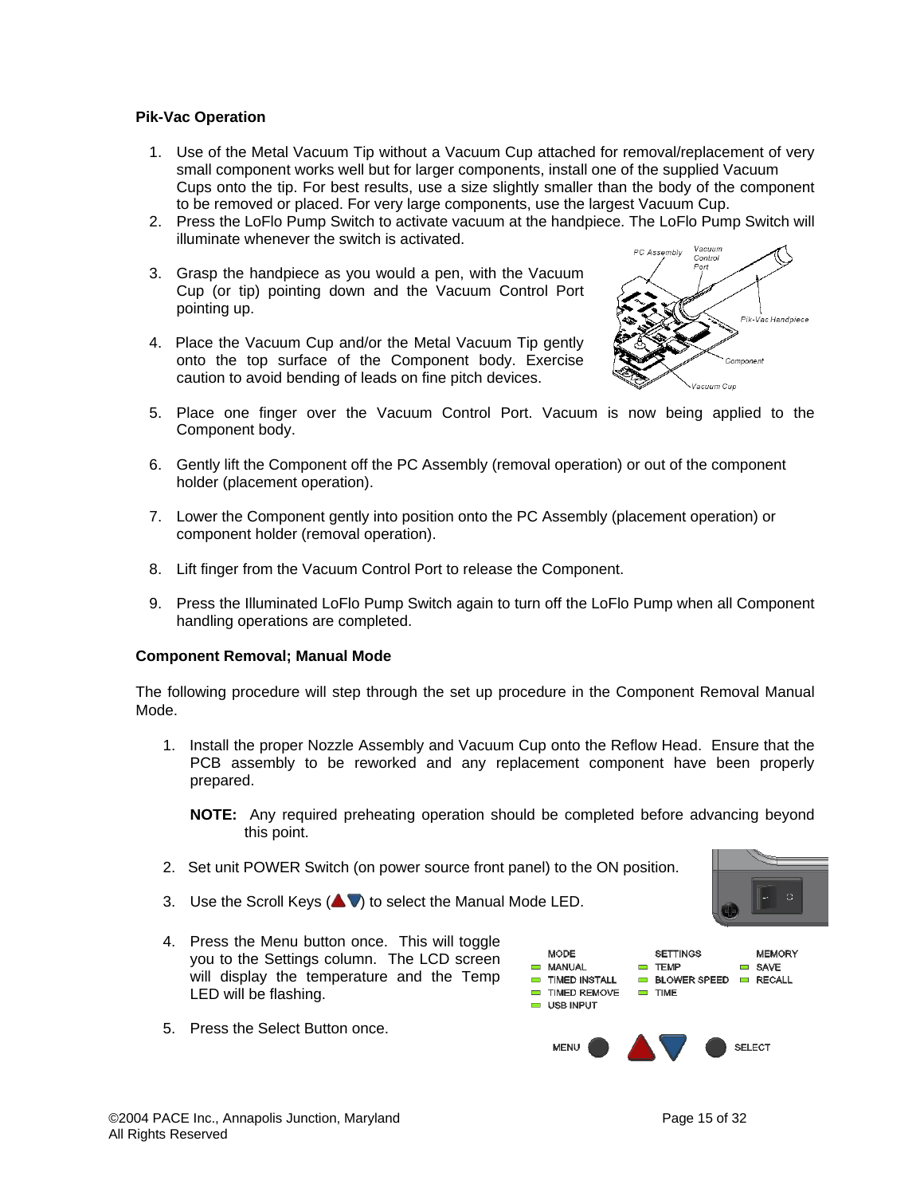**Pik-Vac Operation**

1. Use of the Metal Vacuum Tip without a Vacuum Cup attached for removal/replacement of very small component works well but for larger components, install one of the supplied Vacuum Cups onto the tip. For best results, use a size slightly smaller than the body of the component to be removed or placed. For very large components, use the largest Vacuum Cup.
2. Press the LoFlo Pump Switch to activate vacuum at the handpiece. The LoFlo Pump Switch will illuminate whenever the switch is activated.
3. Grasp the handpiece as you would a pen, with the Vacuum Cup (or tip) pointing down and the Vacuum Control Port pointing up.
4. Place the Vacuum Cup and/or the Metal Vacuum Tip gently onto the top surface of the Component body. Exercise caution to avoid bending of leads on fine pitch devices.
5. Place one finger over the Vacuum Control Port. Vacuum is now being applied to the Component body.
6. Gently lift the Component off the PC Assembly (removal operation) or out of the component holder (placement operation).
7. Lower the Component gently into position onto the PC Assembly (placement operation) or component holder (removal operation).
8. Lift finger from the Vacuum Control Port to release the Component.
9. Press the Illuminated LoFlo Pump Switch again to turn off the LoFlo Pump when all Component handling operations are completed.

**Component Removal; Manual Mode**

The following procedure will step through the set up procedure in the Component Removal Manual Mode.

1. Install the proper Nozzle Assembly and Vacuum Cup onto the Reflow Head. Ensure that the PCB assembly to be reworked and any replacement component have been properly prepared.

   **NOTE:** Any required preheating operation should be completed before advancing beyond this point.

2. Set unit POWER Switch (on power source front panel) to the ON position.
3. Use the Scroll Keys (▲▼) to select the Manual Mode LED.
4. Press the Menu button once. This will toggle you to the Settings column. The LCD screen will display the temperature and the Temp LED will be flashing.
5. Press the Select Button once.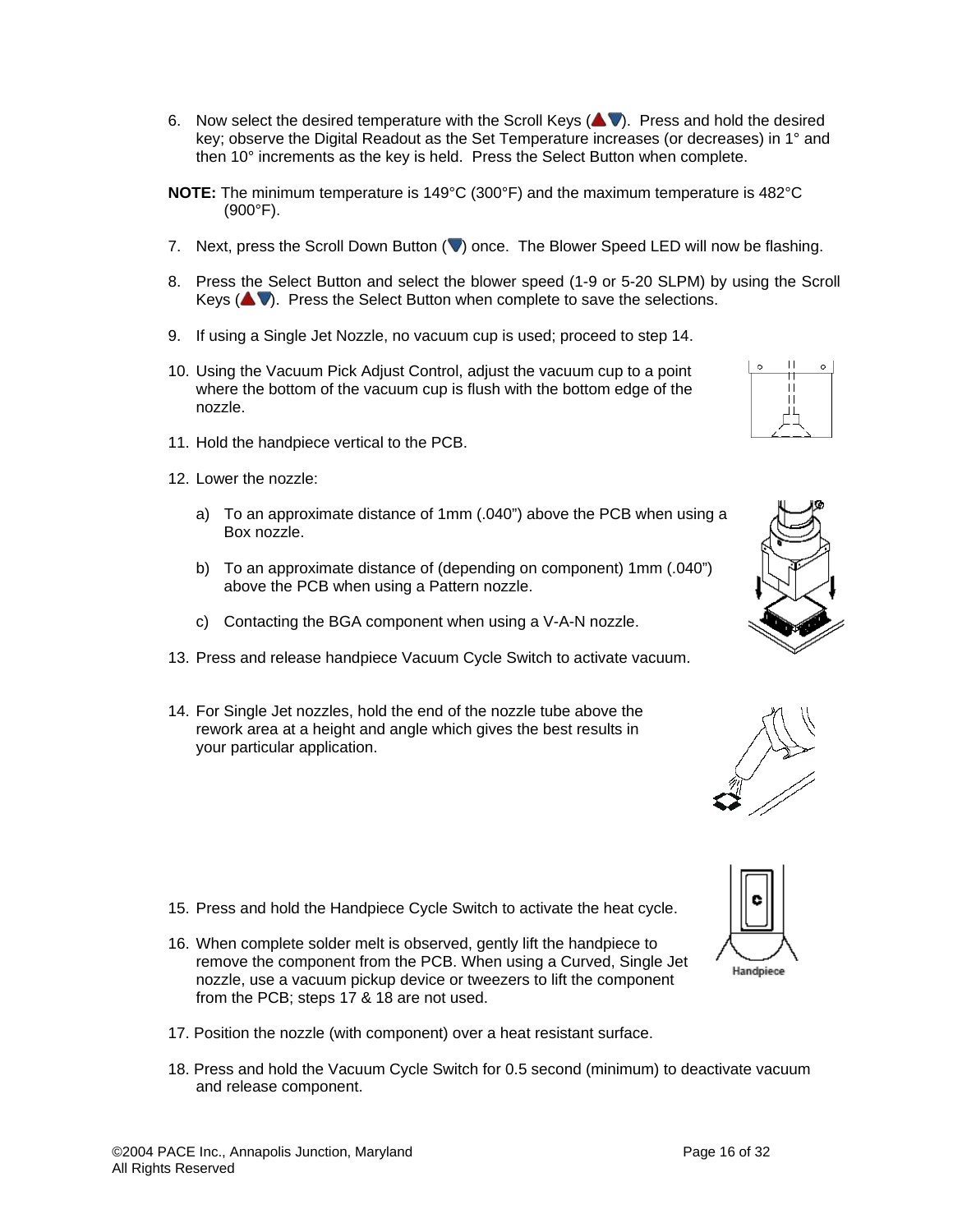6. Now select the desired temperature with the Scroll Keys (▲▼). Press and hold the desired key; observe the Digital Readout as the Set Temperature increases (or decreases) in 1° and then 10° increments as the key is held. Press the Select Button when complete.

**NOTE:** The minimum temperature is 149°C (300°F) and the maximum temperature is 482°C (900°F).

7. Next, press the Scroll Down Button (▼) once. The Blower Speed LED will now be flashing.

8. Press the Select Button and select the blower speed (1-9 or 5-20 SLPM) by using the Scroll Keys (▲▼). Press the Select Button when complete to save the selections.

9. If using a Single Jet Nozzle, no vacuum cup is used; proceed to step 14.

10. Using the Vacuum Pick Adjust Control, adjust the vacuum cup to a point where the bottom of the vacuum cup is flush with the bottom edge of the nozzle.

11. Hold the handpiece vertical to the PCB.

12. Lower the nozzle:

    a) To an approximate distance of 1mm (.040") above the PCB when using a Box nozzle.

    b) To an approximate distance of (depending on component) 1mm (.040") above the PCB when using a Pattern nozzle.

    c) Contacting the BGA component when using a V-A-N nozzle.

13. Press and release handpiece Vacuum Cycle Switch to activate vacuum.

14. For Single Jet nozzles, hold the end of the nozzle tube above the rework area at a height and angle which gives the best results in your particular application.

15. Press and hold the Handpiece Cycle Switch to activate the heat cycle.

16. When complete solder melt is observed, gently lift the handpiece to remove the component from the PCB. When using a Curved, Single Jet nozzle, use a vacuum pickup device or tweezers to lift the component from the PCB; steps 17 & 18 are not used.

17. Position the nozzle (with component) over a heat resistant surface.

18. Press and hold the Vacuum Cycle Switch for 0.5 second (minimum) to deactivate vacuum and release component.

©2004 PACE Inc., Annapolis Junction, Maryland
All Rights Reserved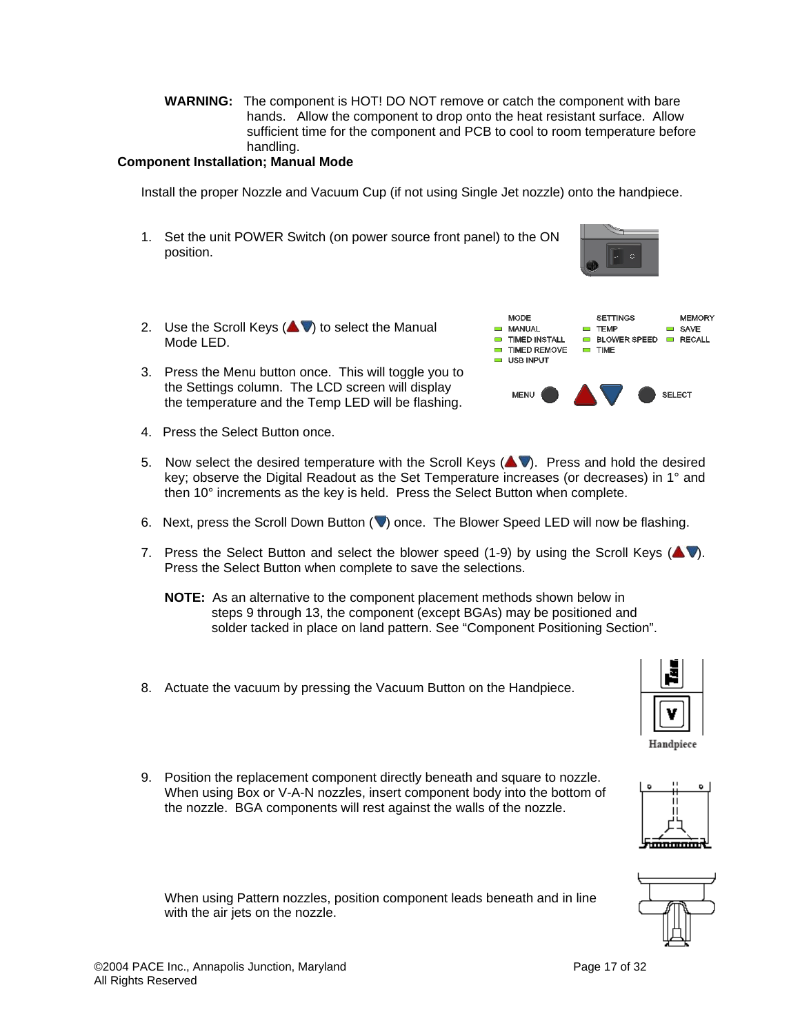**WARNING:** The component is HOT! DO NOT remove or catch the component with bare hands. Allow the component to drop onto the heat resistant surface. Allow sufficient time for the component and PCB to cool to room temperature before handling.

**Component Installation; Manual Mode**

Install the proper Nozzle and Vacuum Cup (if not using Single Jet nozzle) onto the handpiece.

1. Set the unit POWER Switch (on power source front panel) to the ON position.

2. Use the Scroll Keys (▲▼) to select the Manual Mode LED.

3. Press the Menu button once. This will toggle you to the Settings column. The LCD screen will display the temperature and the Temp LED will be flashing.

4. Press the Select Button once.

5. Now select the desired temperature with the Scroll Keys (▲▼). Press and hold the desired key; observe the Digital Readout as the Set Temperature increases (or decreases) in 1° and then 10° increments as the key is held. Press the Select Button when complete.

6. Next, press the Scroll Down Button (▼) once. The Blower Speed LED will now be flashing.

7. Press the Select Button and select the blower speed (1-9) by using the Scroll Keys (▲▼). Press the Select Button when complete to save the selections.

   **NOTE:** As an alternative to the component placement methods shown below in steps 9 through 13, the component (except BGAs) may be positioned and solder tacked in place on land pattern. See “Component Positioning Section”.

8. Actuate the vacuum by pressing the Vacuum Button on the Handpiece.

9. Position the replacement component directly beneath and square to nozzle. When using Box or V-A-N nozzles, insert component body into the bottom of the nozzle. BGA components will rest against the walls of the nozzle.

   When using Pattern nozzles, position component leads beneath and in line with the air jets on the nozzle.

©2004 PACE Inc., Annapolis Junction, Maryland
All Rights Reserved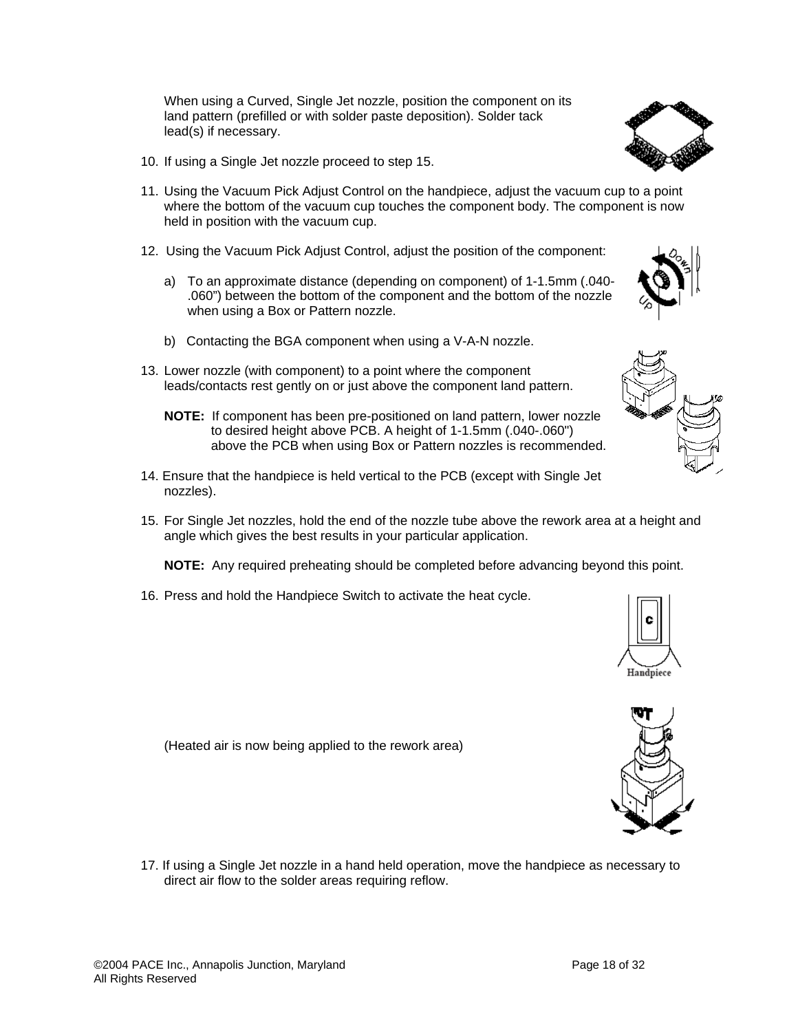When using a Curved, Single Jet nozzle, position the component on its land pattern (prefilled or with solder paste deposition). Solder tack lead(s) if necessary.

10. If using a Single Jet nozzle proceed to step 15.

11. Using the Vacuum Pick Adjust Control on the handpiece, adjust the vacuum cup to a point where the bottom of the vacuum cup touches the component body. The component is now held in position with the vacuum cup.

12. Using the Vacuum Pick Adjust Control, adjust the position of the component:

    a) To an approximate distance (depending on component) of 1-1.5mm (.040-.060") between the bottom of the component and the bottom of the nozzle when using a Box or Pattern nozzle.

    b) Contacting the BGA component when using a V-A-N nozzle.

13. Lower nozzle (with component) to a point where the component leads/contacts rest gently on or just above the component land pattern.

    **NOTE:** If component has been pre-positioned on land pattern, lower nozzle to desired height above PCB. A height of 1-1.5mm (.040-.060") above the PCB when using Box or Pattern nozzles is recommended.

14. Ensure that the handpiece is held vertical to the PCB (except with Single Jet nozzles).

15. For Single Jet nozzles, hold the end of the nozzle tube above the rework area at a height and angle which gives the best results in your particular application.

    **NOTE:** Any required preheating should be completed before advancing beyond this point.

16. Press and hold the Handpiece Switch to activate the heat cycle.

    (Heated air is now being applied to the rework area)

17. If using a Single Jet nozzle in a hand held operation, move the handpiece as necessary to direct air flow to the solder areas requiring reflow.

©2004 PACE Inc., Annapolis Junction, Maryland
All Rights Reserved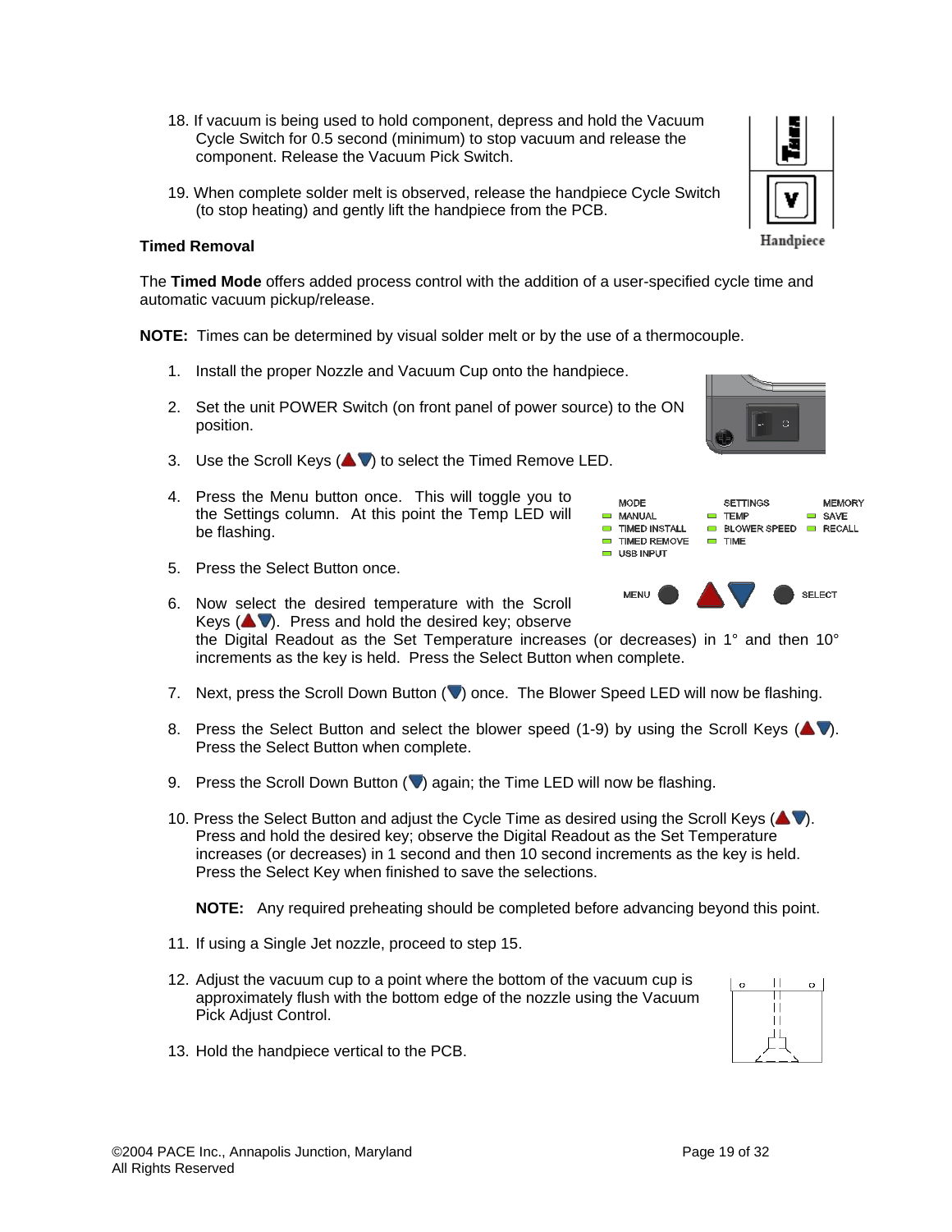18. If vacuum is being used to hold component, depress and hold the Vacuum Cycle Switch for 0.5 second (minimum) to stop vacuum and release the component. Release the Vacuum Pick Switch.

19. When complete solder melt is observed, release the handpiece Cycle Switch (to stop heating) and gently lift the handpiece from the PCB.

Handpiece

**Timed Removal**

The **Timed Mode** offers added process control with the addition of a user-specified cycle time and automatic vacuum pickup/release.

**NOTE:** Times can be determined by visual solder melt or by the use of a thermocouple.

1. Install the proper Nozzle and Vacuum Cup onto the handpiece.

2. Set the unit POWER Switch (on front panel of power source) to the ON position.

3. Use the Scroll Keys (▲▼) to select the Timed Remove LED.

4. Press the Menu button once. This will toggle you to the Settings column. At this point the Temp LED will be flashing.

5. Press the Select Button once.

6. Now select the desired temperature with the Scroll Keys (▲▼). Press and hold the desired key; observe the Digital Readout as the Set Temperature increases (or decreases) in 1° and then 10° increments as the key is held. Press the Select Button when complete.

7. Next, press the Scroll Down Button (▼) once. The Blower Speed LED will now be flashing.

8. Press the Select Button and select the blower speed (1-9) by using the Scroll Keys (▲▼). Press the Select Button when complete.

9. Press the Scroll Down Button (▼) again; the Time LED will now be flashing.

10. Press the Select Button and adjust the Cycle Time as desired using the Scroll Keys (▲▼). Press and hold the desired key; observe the Digital Readout as the Set Temperature increases (or decreases) in 1 second and then 10 second increments as the key is held. Press the Select Key when finished to save the selections.

    **NOTE:** Any required preheating should be completed before advancing beyond this point.

11. If using a Single Jet nozzle, proceed to step 15.

12. Adjust the vacuum cup to a point where the bottom of the vacuum cup is approximately flush with the bottom edge of the nozzle using the Vacuum Pick Adjust Control.

13. Hold the handpiece vertical to the PCB.

| MODE | SETTINGS | MEMORY |
| --- | --- | --- |
| MANUAL | TEMP | SAVE |
| TIMED INSTALL | BLOWER SPEED | RECALL |
| TIMED REMOVE | TIME | |
| USB INPUT | | |

MENU ▲ ▼ SELECT

©2004 PACE Inc., Annapolis Junction, Maryland
All Rights Reserved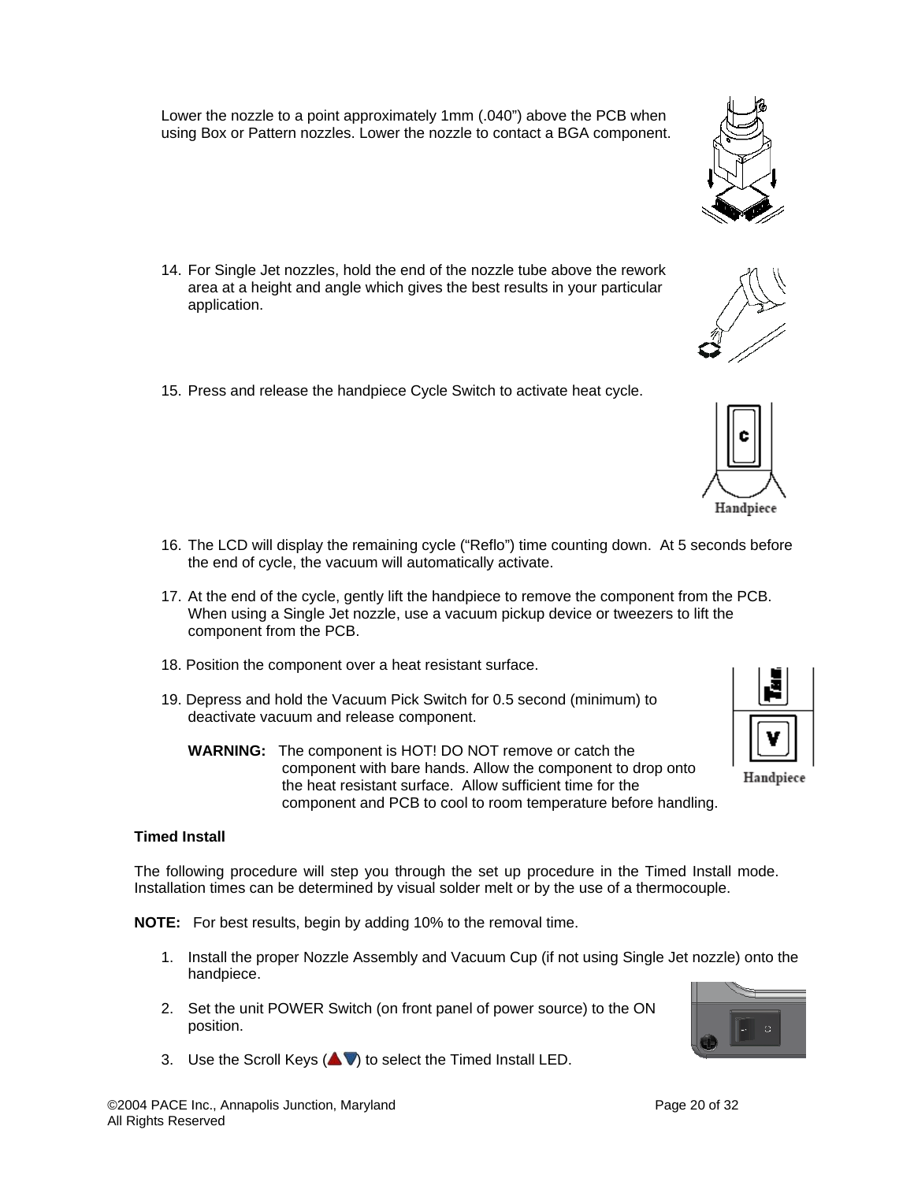Lower the nozzle to a point approximately 1mm (.040") above the PCB when using Box or Pattern nozzles. Lower the nozzle to contact a BGA component.

14. For Single Jet nozzles, hold the end of the nozzle tube above the rework area at a height and angle which gives the best results in your particular application.

15. Press and release the handpiece Cycle Switch to activate heat cycle.

16. The LCD will display the remaining cycle ("Reflo") time counting down. At 5 seconds before the end of cycle, the vacuum will automatically activate.

17. At the end of the cycle, gently lift the handpiece to remove the component from the PCB. When using a Single Jet nozzle, use a vacuum pickup device or tweezers to lift the component from the PCB.

18. Position the component over a heat resistant surface.

19. Depress and hold the Vacuum Pick Switch for 0.5 second (minimum) to deactivate vacuum and release component.

    **WARNING:** The component is HOT! DO NOT remove or catch the component with bare hands. Allow the component to drop onto the heat resistant surface. Allow sufficient time for the component and PCB to cool to room temperature before handling.

**Timed Install**

The following procedure will step you through the set up procedure in the Timed Install mode. Installation times can be determined by visual solder melt or by the use of a thermocouple.

**NOTE:** For best results, begin by adding 10% to the removal time.

1. Install the proper Nozzle Assembly and Vacuum Cup (if not using Single Jet nozzle) onto the handpiece.

2. Set the unit POWER Switch (on front panel of power source) to the ON position.

3. Use the Scroll Keys (▲▼) to select the Timed Install LED.

©2004 PACE Inc., Annapolis Junction, Maryland
All Rights Reserved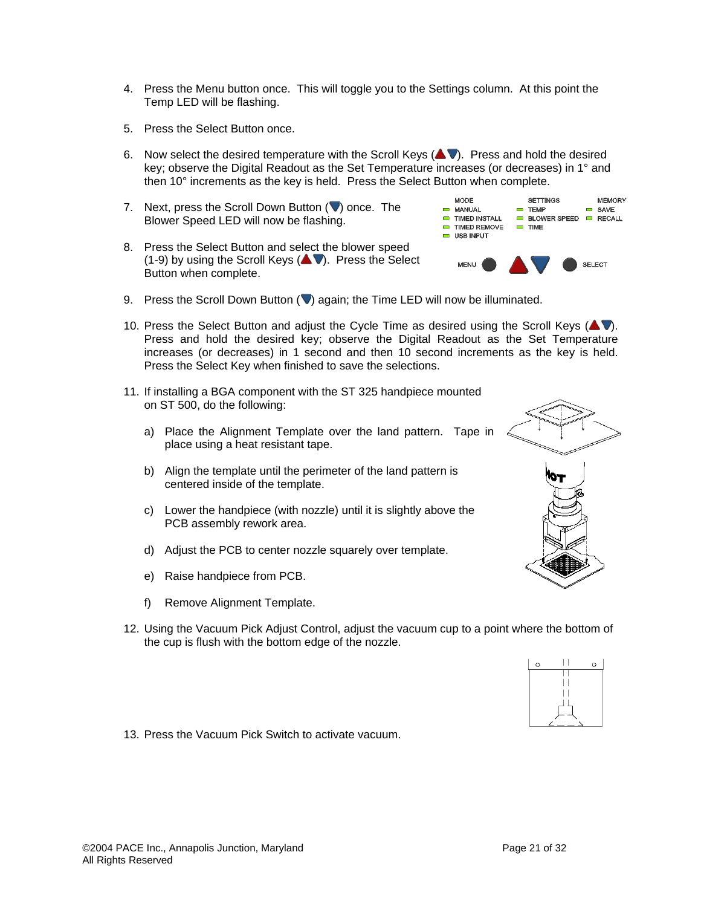4. Press the Menu button once. This will toggle you to the Settings column. At this point the Temp LED will be flashing.

5. Press the Select Button once.

6. Now select the desired temperature with the Scroll Keys (▲▼). Press and hold the desired key; observe the Digital Readout as the Set Temperature increases (or decreases) in 1° and then 10° increments as the key is held. Press the Select Button when complete.

7. Next, press the Scroll Down Button (▼) once. The Blower Speed LED will now be flashing.

8. Press the Select Button and select the blower speed (1-9) by using the Scroll Keys (▲▼). Press the Select Button when complete.

9. Press the Scroll Down Button (▼) again; the Time LED will now be illuminated.

10. Press the Select Button and adjust the Cycle Time as desired using the Scroll Keys (▲▼). Press and hold the desired key; observe the Digital Readout as the Set Temperature increases (or decreases) in 1 second and then 10 second increments as the key is held. Press the Select Key when finished to save the selections.

11. If installing a BGA component with the ST 325 handpiece mounted on ST 500, do the following:

    a) Place the Alignment Template over the land pattern. Tape in place using a heat resistant tape.

    b) Align the template until the perimeter of the land pattern is centered inside of the template.

    c) Lower the handpiece (with nozzle) until it is slightly above the PCB assembly rework area.

    d) Adjust the PCB to center nozzle squarely over template.

    e) Raise handpiece from PCB.

    f) Remove Alignment Template.

12. Using the Vacuum Pick Adjust Control, adjust the vacuum cup to a point where the bottom of the cup is flush with the bottom edge of the nozzle.

13. Press the Vacuum Pick Switch to activate vacuum.

©2004 PACE Inc., Annapolis Junction, Maryland
All Rights Reserved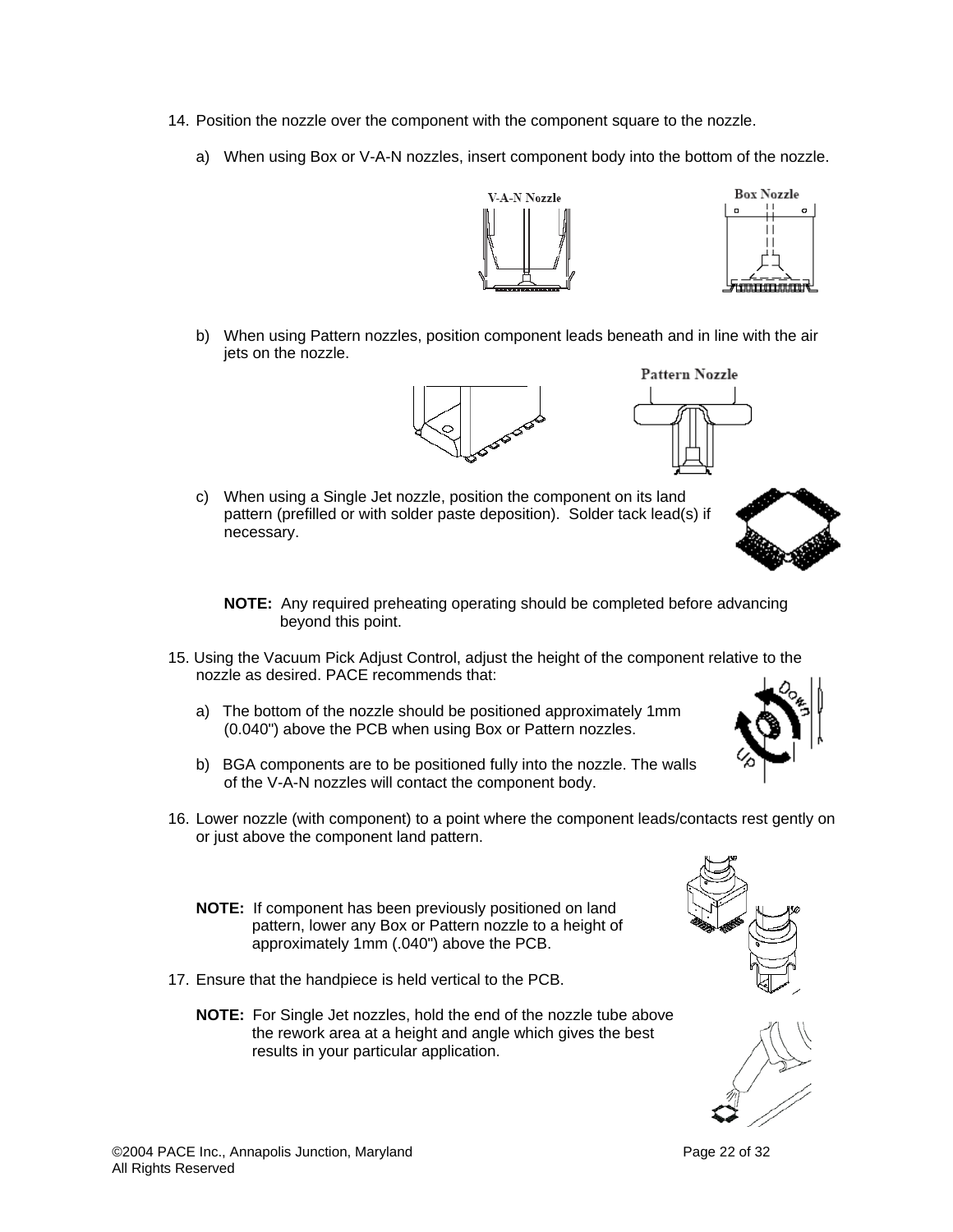14. Position the nozzle over the component with the component square to the nozzle.

    a) When using Box or V-A-N nozzles, insert component body into the bottom of the nozzle.

    b) When using Pattern nozzles, position component leads beneath and in line with the air jets on the nozzle.

    c) When using a Single Jet nozzle, position the component on its land pattern (prefilled or with solder paste deposition). Solder tack lead(s) if necessary.

    **NOTE:** Any required preheating operating should be completed before advancing beyond this point.

15. Using the Vacuum Pick Adjust Control, adjust the height of the component relative to the nozzle as desired. PACE recommends that:

    a) The bottom of the nozzle should be positioned approximately 1mm (0.040") above the PCB when using Box or Pattern nozzles.

    b) BGA components are to be positioned fully into the nozzle. The walls of the V-A-N nozzles will contact the component body.

16. Lower nozzle (with component) to a point where the component leads/contacts rest gently on or just above the component land pattern.

    **NOTE:** If component has been previously positioned on land pattern, lower any Box or Pattern nozzle to a height of approximately 1mm (.040") above the PCB.

17. Ensure that the handpiece is held vertical to the PCB.

    **NOTE:** For Single Jet nozzles, hold the end of the nozzle tube above the rework area at a height and angle which gives the best results in your particular application.

©2004 PACE Inc., Annapolis Junction, Maryland
All Rights Reserved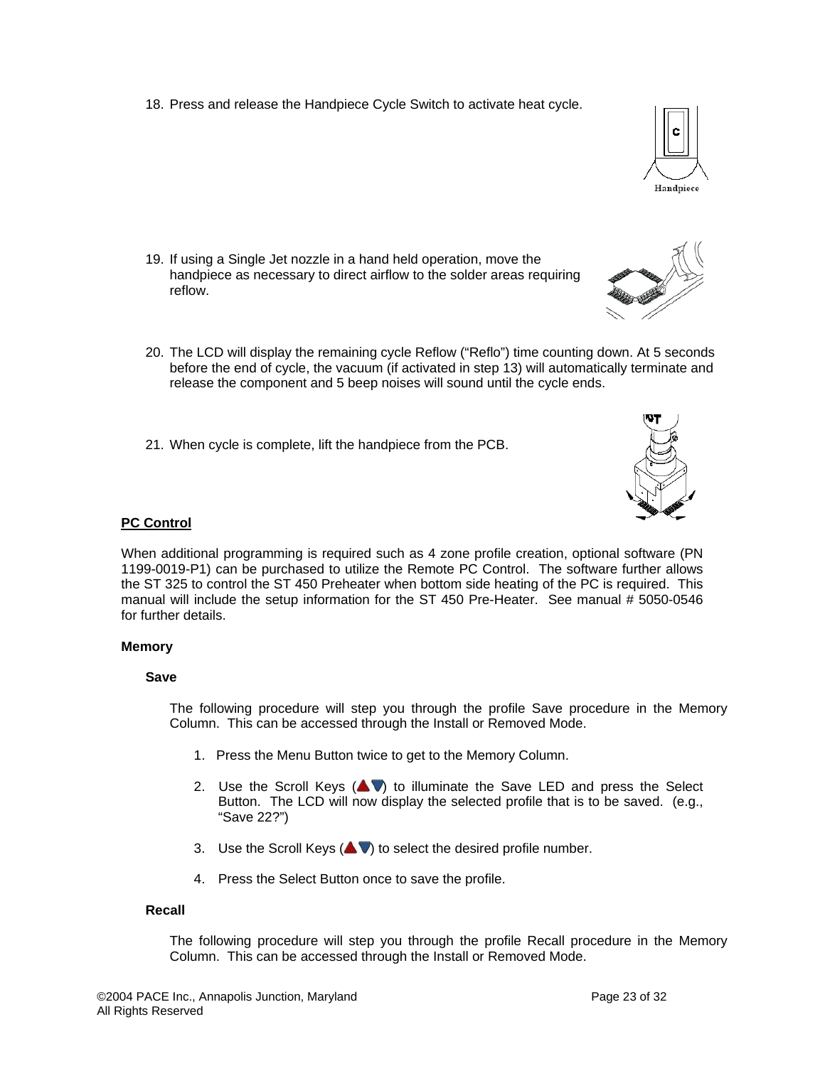18. Press and release the Handpiece Cycle Switch to activate heat cycle.

19. If using a Single Jet nozzle in a hand held operation, move the handpiece as necessary to direct airflow to the solder areas requiring reflow.

20. The LCD will display the remaining cycle Reflow (“Reflo”) time counting down. At 5 seconds before the end of cycle, the vacuum (if activated in step 13) will automatically terminate and release the component and 5 beep noises will sound until the cycle ends.

21. When cycle is complete, lift the handpiece from the PCB.

## PC Control

When additional programming is required such as 4 zone profile creation, optional software (PN 1199-0019-P1) can be purchased to utilize the Remote PC Control. The software further allows the ST 325 to control the ST 450 Preheater when bottom side heating of the PC is required. This manual will include the setup information for the ST 450 Pre-Heater. See manual # 5050-0546 for further details.

### Memory

#### Save

The following procedure will step you through the profile Save procedure in the Memory Column. This can be accessed through the Install or Removed Mode.

1. Press the Menu Button twice to get to the Memory Column.
2. Use the Scroll Keys (▲▼) to illuminate the Save LED and press the Select Button. The LCD will now display the selected profile that is to be saved. (e.g., “Save 22?”)
3. Use the Scroll Keys (▲▼) to select the desired profile number.
4. Press the Select Button once to save the profile.

#### Recall

The following procedure will step you through the profile Recall procedure in the Memory Column. This can be accessed through the Install or Removed Mode.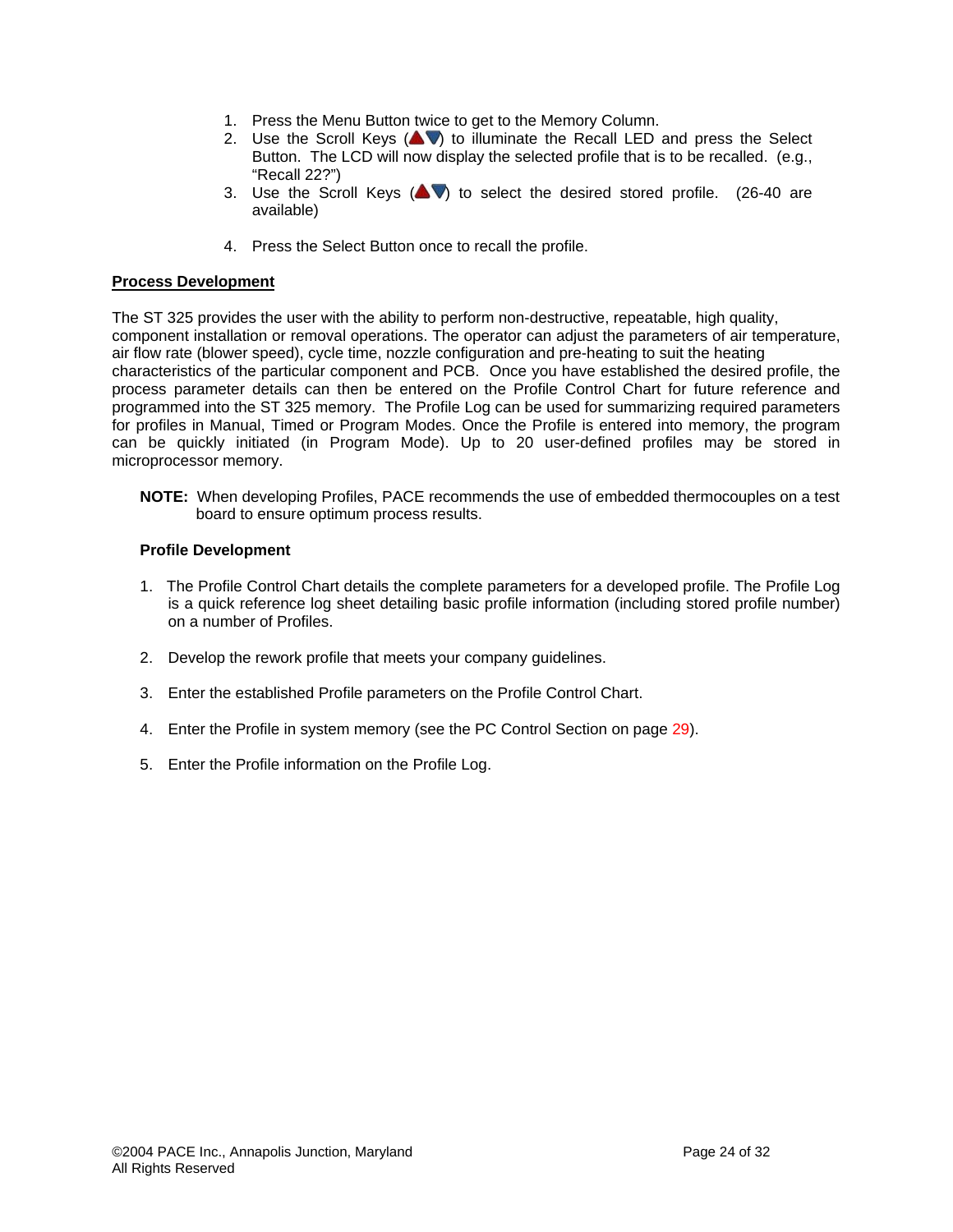1. Press the Menu Button twice to get to the Memory Column.
2. Use the Scroll Keys (▲▼) to illuminate the Recall LED and press the Select Button. The LCD will now display the selected profile that is to be recalled. (e.g., “Recall 22?”)
3. Use the Scroll Keys (▲▼) to select the desired stored profile. (26-40 are available)
4. Press the Select Button once to recall the profile.

**Process Development**

The ST 325 provides the user with the ability to perform non-destructive, repeatable, high quality, component installation or removal operations. The operator can adjust the parameters of air temperature, air flow rate (blower speed), cycle time, nozzle configuration and pre-heating to suit the heating characteristics of the particular component and PCB. Once you have established the desired profile, the process parameter details can then be entered on the Profile Control Chart for future reference and programmed into the ST 325 memory. The Profile Log can be used for summarizing required parameters for profiles in Manual, Timed or Program Modes. Once the Profile is entered into memory, the program can be quickly initiated (in Program Mode). Up to 20 user-defined profiles may be stored in microprocessor memory.

**NOTE:** When developing Profiles, PACE recommends the use of embedded thermocouples on a test board to ensure optimum process results.

**Profile Development**

1. The Profile Control Chart details the complete parameters for a developed profile. The Profile Log is a quick reference log sheet detailing basic profile information (including stored profile number) on a number of Profiles.
2. Develop the rework profile that meets your company guidelines.
3. Enter the established Profile parameters on the Profile Control Chart.
4. Enter the Profile in system memory (see the PC Control Section on page 29).
5. Enter the Profile information on the Profile Log.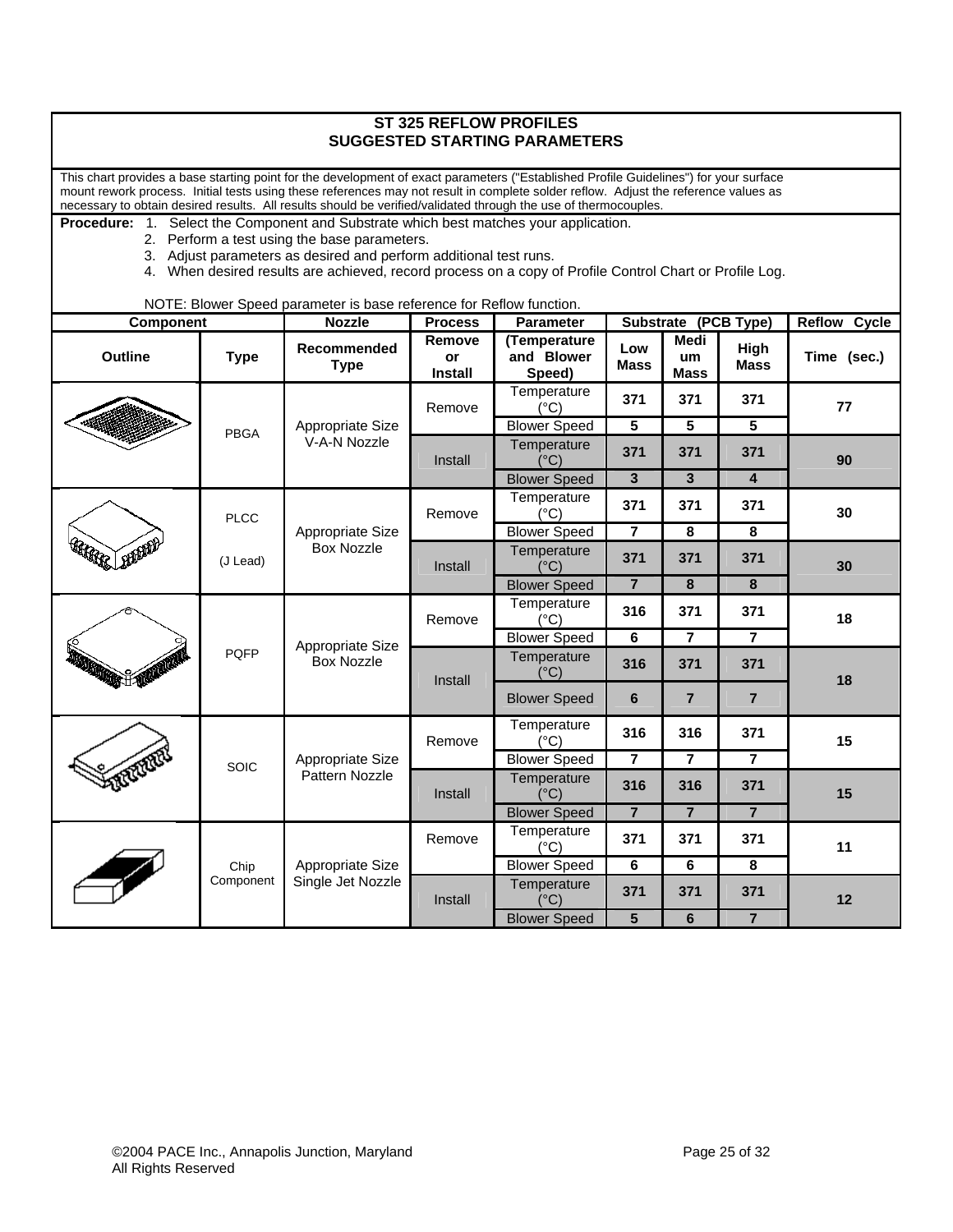# ST 325 REFLOW PROFILES
## SUGGESTED STARTING PARAMETERS

This chart provides a base starting point for the development of exact parameters ("Established Profile Guidelines") for your surface mount rework process. Initial tests using these references may not result in complete solder reflow. Adjust the reference values as necessary to obtain desired results. All results should be verified/validated through the use of thermocouples.

**Procedure:**
1. Select the Component and Substrate which best matches your application.
2. Perform a test using the base parameters.
3. Adjust parameters as desired and perform additional test runs.
4. When desired results are achieved, record process on a copy of Profile Control Chart or Profile Log.

NOTE: Blower Speed parameter is base reference for Reflow function.

| Component | | Nozzle | Process | Parameter | Substrate (PCB Type) | | | Reflow Cycle |
|---|---|---|---|---|---|---|---|---|
| **Outline** | **Type** | **Recommended Type** | **Remove or Install** | **(Temperature and Blower Speed)** | **Low Mass** | **Medium Mass** | **High Mass** | **Time (sec.)** |
| | PBGA | Appropriate Size V-A-N Nozzle | Remove | Temperature (°C) | **371** | **371** | **371** | **77** |
| | | | | Blower Speed | **5** | **5** | **5** | |
| | | | Install | Temperature (°C) | **371** | **371** | **371** | **90** |
| | | | | Blower Speed | **3** | **3** | **4** | |
| | PLCC (J Lead) | Appropriate Size Box Nozzle | Remove | Temperature (°C) | **371** | **371** | **371** | **30** |
| | | | | Blower Speed | **7** | **8** | **8** | |
| | | | Install | Temperature (°C) | **371** | **371** | **371** | **30** |
| | | | | Blower Speed | **7** | **8** | **8** | |
| | PQFP | Appropriate Size Box Nozzle | Remove | Temperature (°C) | **316** | **371** | **371** | **18** |
| | | | | Blower Speed | **6** | **7** | **7** | |
| | | | Install | Temperature (°C) | **316** | **371** | **371** | **18** |
| | | | | Blower Speed | **6** | **7** | **7** | |
| | SOIC | Appropriate Size Pattern Nozzle | Remove | Temperature (°C) | **316** | **316** | **371** | **15** |
| | | | | Blower Speed | **7** | **7** | **7** | |
| | | | Install | Temperature (°C) | **316** | **316** | **371** | **15** |
| | | | | Blower Speed | **7** | **7** | **7** | |
| | Chip Component | Appropriate Size Single Jet Nozzle | Remove | Temperature (°C) | **371** | **371** | **371** | **11** |
| | | | | Blower Speed | **6** | **6** | **8** | |
| | | | Install | Temperature (°C) | **371** | **371** | **371** | **12** |
| | | | | Blower Speed | **5** | **6** | **7** | |

©2004 PACE Inc., Annapolis Junction, Maryland
All Rights Reserved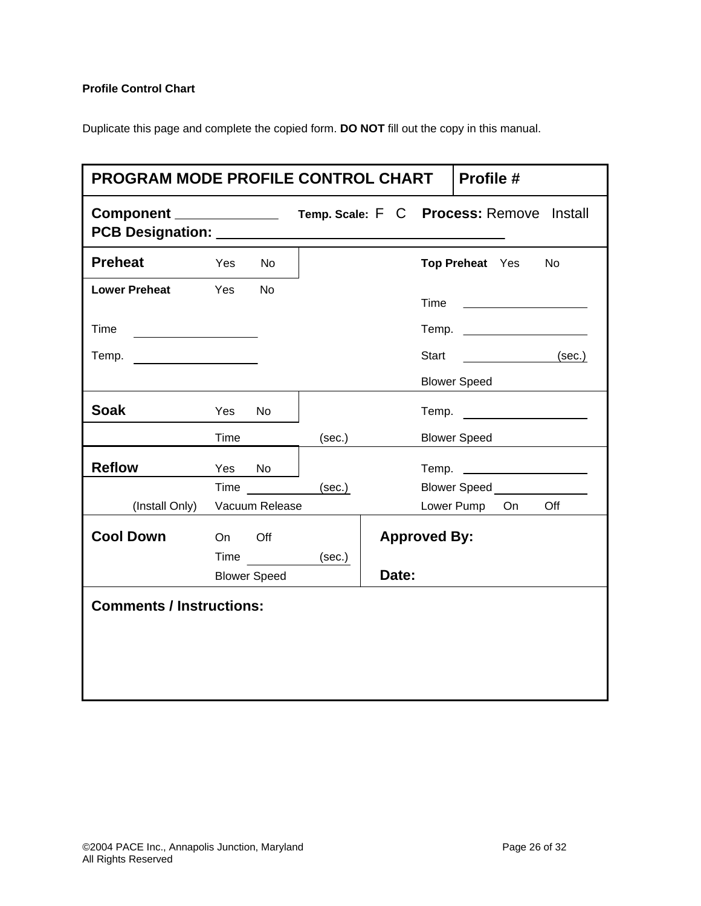**Profile Control Chart**

Duplicate this page and complete the copied form. **DO NOT** fill out the copy in this manual.

| **PROGRAM MODE PROFILE CONTROL CHART** | | | **Profile #** |
|---|---|---|---|
| **Component** ____________ **Temp. Scale:** F C **Process:** Remove Install **PCB Designation:** ______________________________ | | | |
| **Preheat** | Yes No | **Top Preheat** Yes No | |
| **Lower Preheat** | Yes No | Time ____________ | |
| Time ____________ | | Temp. ____________ | |
| Temp. ____________ | | Start ____________ (sec.) | |
| | | Blower Speed | |
| **Soak** | Yes No | Temp. ____________ | |
| | Time (sec.) | Blower Speed | |
| **Reflow** | Yes No | Temp. ____________ | |
| | Time ________ (sec.) | Blower Speed ____________ | |
| (Install Only) | Vacuum Release | Lower Pump On Off | |
| **Cool Down** | On Off<br>Time ________ (sec.)<br>Blower Speed | **Approved By:**<br><br>**Date:** | |
| **Comments / Instructions:** | | | |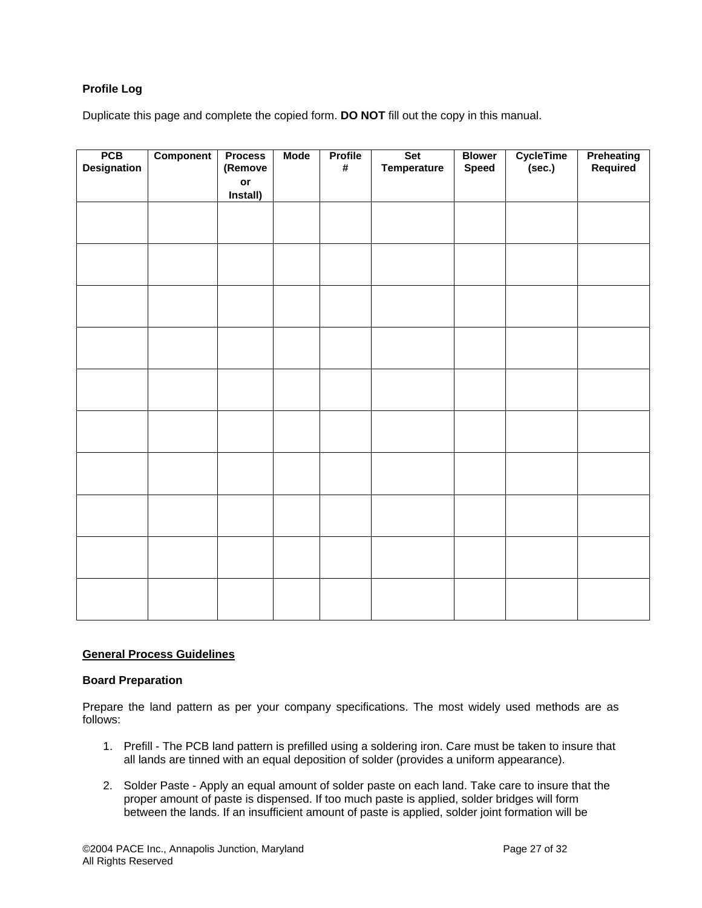**Profile Log**

Duplicate this page and complete the copied form. **DO NOT** fill out the copy in this manual.

| PCB Designation | Component | Process (Remove or Install) | Mode | Profile # | Set Temperature | Blower Speed | CycleTime (sec.) | Preheating Required |
|---|---|---|---|---|---|---|---|---|
| | | | | | | | | |
| | | | | | | | | |
| | | | | | | | | |
| | | | | | | | | |
| | | | | | | | | |
| | | | | | | | | |
| | | | | | | | | |
| | | | | | | | | |
| | | | | | | | | |
| | | | | | | | | |

## General Process Guidelines

**Board Preparation**

Prepare the land pattern as per your company specifications. The most widely used methods are as follows:

1. Prefill - The PCB land pattern is prefilled using a soldering iron. Care must be taken to insure that all lands are tinned with an equal deposition of solder (provides a uniform appearance).

2. Solder Paste - Apply an equal amount of solder paste on each land. Take care to insure that the proper amount of paste is dispensed. If too much paste is applied, solder bridges will form between the lands. If an insufficient amount of paste is applied, solder joint formation will be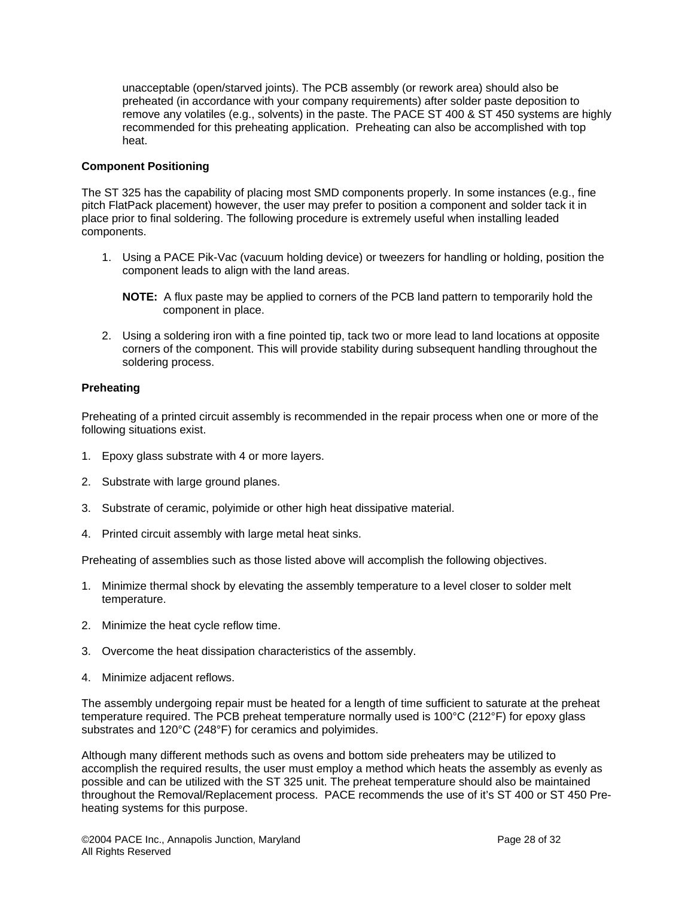unacceptable (open/starved joints). The PCB assembly (or rework area) should also be preheated (in accordance with your company requirements) after solder paste deposition to remove any volatiles (e.g., solvents) in the paste. The PACE ST 400 & ST 450 systems are highly recommended for this preheating application. Preheating can also be accomplished with top heat.

**Component Positioning**

The ST 325 has the capability of placing most SMD components properly. In some instances (e.g., fine pitch FlatPack placement) however, the user may prefer to position a component and solder tack it in place prior to final soldering. The following procedure is extremely useful when installing leaded components.

1. Using a PACE Pik-Vac (vacuum holding device) or tweezers for handling or holding, position the component leads to align with the land areas.

   **NOTE:** A flux paste may be applied to corners of the PCB land pattern to temporarily hold the component in place.

2. Using a soldering iron with a fine pointed tip, tack two or more lead to land locations at opposite corners of the component. This will provide stability during subsequent handling throughout the soldering process.

**Preheating**

Preheating of a printed circuit assembly is recommended in the repair process when one or more of the following situations exist.

1. Epoxy glass substrate with 4 or more layers.

2. Substrate with large ground planes.

3. Substrate of ceramic, polyimide or other high heat dissipative material.

4. Printed circuit assembly with large metal heat sinks.

Preheating of assemblies such as those listed above will accomplish the following objectives.

1. Minimize thermal shock by elevating the assembly temperature to a level closer to solder melt temperature.

2. Minimize the heat cycle reflow time.

3. Overcome the heat dissipation characteristics of the assembly.

4. Minimize adjacent reflows.

The assembly undergoing repair must be heated for a length of time sufficient to saturate at the preheat temperature required. The PCB preheat temperature normally used is 100°C (212°F) for epoxy glass substrates and 120°C (248°F) for ceramics and polyimides.

Although many different methods such as ovens and bottom side preheaters may be utilized to accomplish the required results, the user must employ a method which heats the assembly as evenly as possible and can be utilized with the ST 325 unit. The preheat temperature should also be maintained throughout the Removal/Replacement process. PACE recommends the use of it's ST 400 or ST 450 Pre-heating systems for this purpose.

©2004 PACE Inc., Annapolis Junction, Maryland
All Rights Reserved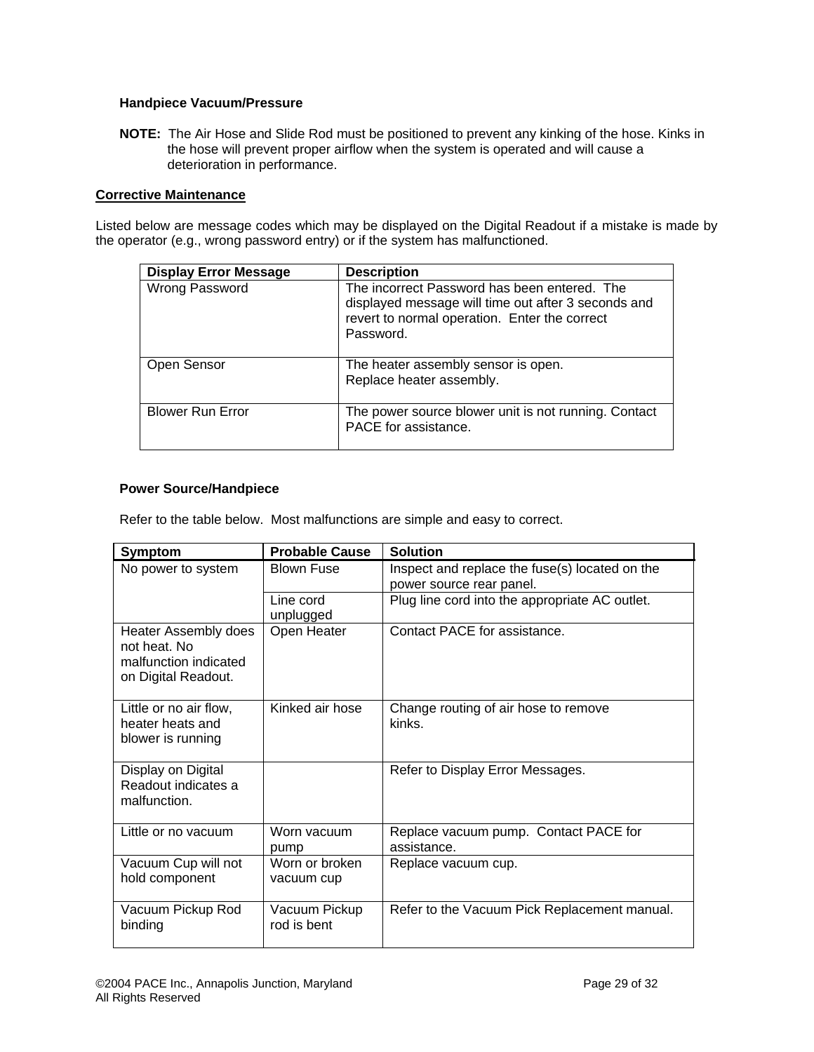### Handpiece Vacuum/Pressure

**NOTE:** The Air Hose and Slide Rod must be positioned to prevent any kinking of the hose. Kinks in the hose will prevent proper airflow when the system is operated and will cause a deterioration in performance.

## Corrective Maintenance

Listed below are message codes which may be displayed on the Digital Readout if a mistake is made by the operator (e.g., wrong password entry) or if the system has malfunctioned.

| Display Error Message | Description |
|---|---|
| Wrong Password | The incorrect Password has been entered. The displayed message will time out after 3 seconds and revert to normal operation. Enter the correct Password. |
| Open Sensor | The heater assembly sensor is open. Replace heater assembly. |
| Blower Run Error | The power source blower unit is not running. Contact PACE for assistance. |

### Power Source/Handpiece

Refer to the table below. Most malfunctions are simple and easy to correct.

| Symptom | Probable Cause | Solution |
|---|---|---|
| No power to system | Blown Fuse | Inspect and replace the fuse(s) located on the power source rear panel. |
| | Line cord unplugged | Plug line cord into the appropriate AC outlet. |
| Heater Assembly does not heat. No malfunction indicated on Digital Readout. | Open Heater | Contact PACE for assistance. |
| Little or no air flow, heater heats and blower is running | Kinked air hose | Change routing of air hose to remove kinks. |
| Display on Digital Readout indicates a malfunction. | | Refer to Display Error Messages. |
| Little or no vacuum | Worn vacuum pump | Replace vacuum pump. Contact PACE for assistance. |
| Vacuum Cup will not hold component | Worn or broken vacuum cup | Replace vacuum cup. |
| Vacuum Pickup Rod binding | Vacuum Pickup rod is bent | Refer to the Vacuum Pick Replacement manual. |

©2004 PACE Inc., Annapolis Junction, Maryland
All Rights Reserved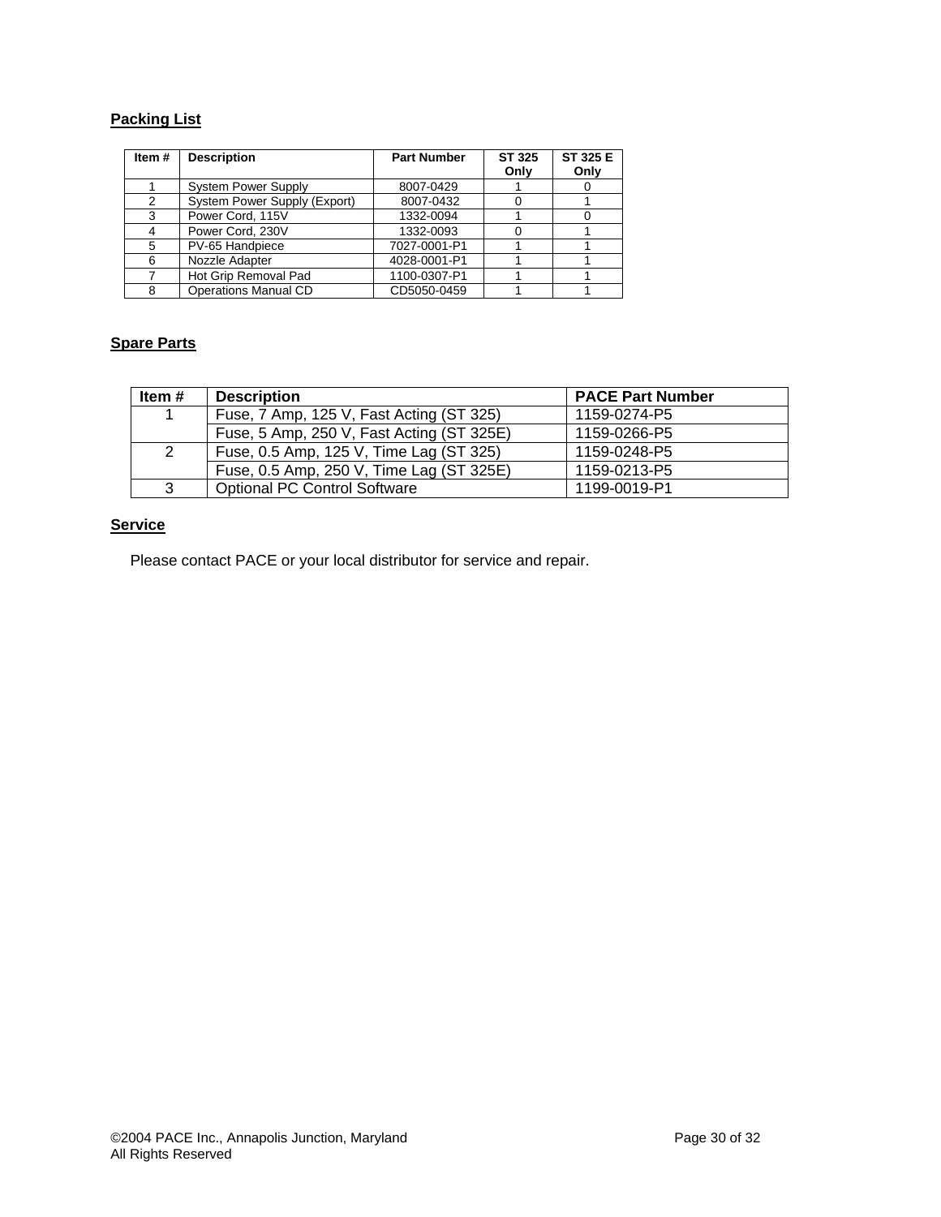**Packing List**

| Item # | Description | Part Number | ST 325 Only | ST 325 E Only |
|---|---|---|---|---|
| 1 | System Power Supply | 8007-0429 | 1 | 0 |
| 2 | System Power Supply (Export) | 8007-0432 | 0 | 1 |
| 3 | Power Cord, 115V | 1332-0094 | 1 | 0 |
| 4 | Power Cord, 230V | 1332-0093 | 0 | 1 |
| 5 | PV-65 Handpiece | 7027-0001-P1 | 1 | 1 |
| 6 | Nozzle Adapter | 4028-0001-P1 | 1 | 1 |
| 7 | Hot Grip Removal Pad | 1100-0307-P1 | 1 | 1 |
| 8 | Operations Manual CD | CD5050-0459 | 1 | 1 |

**Spare Parts**

| Item # | Description | PACE Part Number |
|---|---|---|
| 1 | Fuse, 7 Amp, 125 V, Fast Acting (ST 325) | 1159-0274-P5 |
| | Fuse, 5 Amp, 250 V, Fast Acting (ST 325E) | 1159-0266-P5 |
| 2 | Fuse, 0.5 Amp, 125 V, Time Lag (ST 325) | 1159-0248-P5 |
| | Fuse, 0.5 Amp, 250 V, Time Lag (ST 325E) | 1159-0213-P5 |
| 3 | Optional PC Control Software | 1199-0019-P1 |

**Service**

Please contact PACE or your local distributor for service and repair.

©2004 PACE Inc., Annapolis Junction, Maryland
All Rights Reserved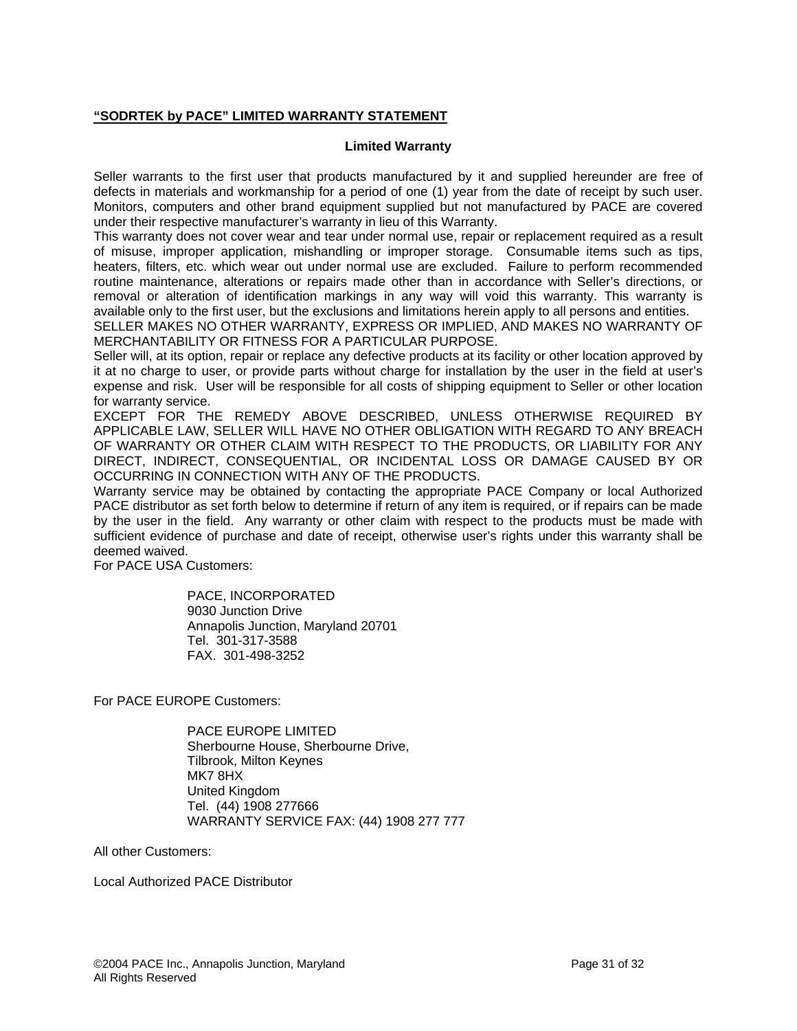**<u>"SODRTEK by PACE" LIMITED WARRANTY STATEMENT</u>**

**Limited Warranty**

Seller warrants to the first user that products manufactured by it and supplied hereunder are free of defects in materials and workmanship for a period of one (1) year from the date of receipt by such user. Monitors, computers and other brand equipment supplied but not manufactured by PACE are covered under their respective manufacturer's warranty in lieu of this Warranty.

This warranty does not cover wear and tear under normal use, repair or replacement required as a result of misuse, improper application, mishandling or improper storage. Consumable items such as tips, heaters, filters, etc. which wear out under normal use are excluded. Failure to perform recommended routine maintenance, alterations or repairs made other than in accordance with Seller's directions, or removal or alteration of identification markings in any way will void this warranty. This warranty is available only to the first user, but the exclusions and limitations herein apply to all persons and entities.

SELLER MAKES NO OTHER WARRANTY, EXPRESS OR IMPLIED, AND MAKES NO WARRANTY OF MERCHANTABILITY OR FITNESS FOR A PARTICULAR PURPOSE.

Seller will, at its option, repair or replace any defective products at its facility or other location approved by it at no charge to user, or provide parts without charge for installation by the user in the field at user's expense and risk. User will be responsible for all costs of shipping equipment to Seller or other location for warranty service.

EXCEPT FOR THE REMEDY ABOVE DESCRIBED, UNLESS OTHERWISE REQUIRED BY APPLICABLE LAW, SELLER WILL HAVE NO OTHER OBLIGATION WITH REGARD TO ANY BREACH OF WARRANTY OR OTHER CLAIM WITH RESPECT TO THE PRODUCTS, OR LIABILITY FOR ANY DIRECT, INDIRECT, CONSEQUENTIAL, OR INCIDENTAL LOSS OR DAMAGE CAUSED BY OR OCCURRING IN CONNECTION WITH ANY OF THE PRODUCTS.

Warranty service may be obtained by contacting the appropriate PACE Company or local Authorized PACE distributor as set forth below to determine if return of any item is required, or if repairs can be made by the user in the field. Any warranty or other claim with respect to the products must be made with sufficient evidence of purchase and date of receipt, otherwise user's rights under this warranty shall be deemed waived.

For PACE USA Customers:

PACE, INCORPORATED
9030 Junction Drive
Annapolis Junction, Maryland 20701
Tel. 301-317-3588
FAX. 301-498-3252

For PACE EUROPE Customers:

PACE EUROPE LIMITED
Sherbourne House, Sherbourne Drive,
Tilbrook, Milton Keynes
MK7 8HX
United Kingdom
Tel. (44) 1908 277666
WARRANTY SERVICE FAX: (44) 1908 277 777

All other Customers:

Local Authorized PACE Distributor

©2004 PACE Inc., Annapolis Junction, Maryland
All Rights Reserved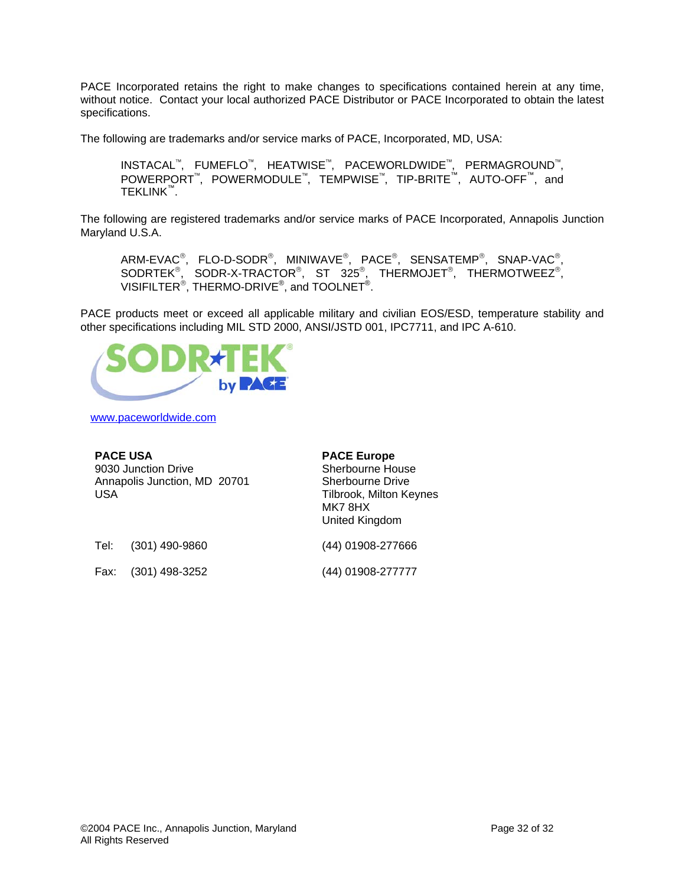PACE Incorporated retains the right to make changes to specifications contained herein at any time, without notice. Contact your local authorized PACE Distributor or PACE Incorporated to obtain the latest specifications.

The following are trademarks and/or service marks of PACE, Incorporated, MD, USA:

> INSTACAL™, FUMEFLO™, HEATWISE™, PACEWORLDWIDE™, PERMAGROUND™, POWERPORT™, POWERMODULE™, TEMPWISE™, TIP-BRITE™, AUTO-OFF™, and TEKLINK™.

The following are registered trademarks and/or service marks of PACE Incorporated, Annapolis Junction Maryland U.S.A.

> ARM-EVAC®, FLO-D-SODR®, MINIWAVE®, PACE®, SENSATEMP®, SNAP-VAC®, SODRTEK®, SODR-X-TRACTOR®, ST 325®, THERMOJET®, THERMOTWEEZ®, VISIFILTER®, THERMO-DRIVE®, and TOOLNET®.

PACE products meet or exceed all applicable military and civilian EOS/ESD, temperature stability and other specifications including MIL STD 2000, ANSI/JSTD 001, IPC7711, and IPC A-610.

SODR-TEK® by PACE

www.paceworldwide.com

**PACE USA**
9030 Junction Drive
Annapolis Junction, MD 20701
USA

Tel: (301) 490-9860

Fax: (301) 498-3252

**PACE Europe**
Sherbourne House
Sherbourne Drive
Tilbrook, Milton Keynes
MK7 8HX
United Kingdom

Tel: (44) 01908-277666

Fax: (44) 01908-277777

©2004 PACE Inc., Annapolis Junction, Maryland
All Rights Reserved